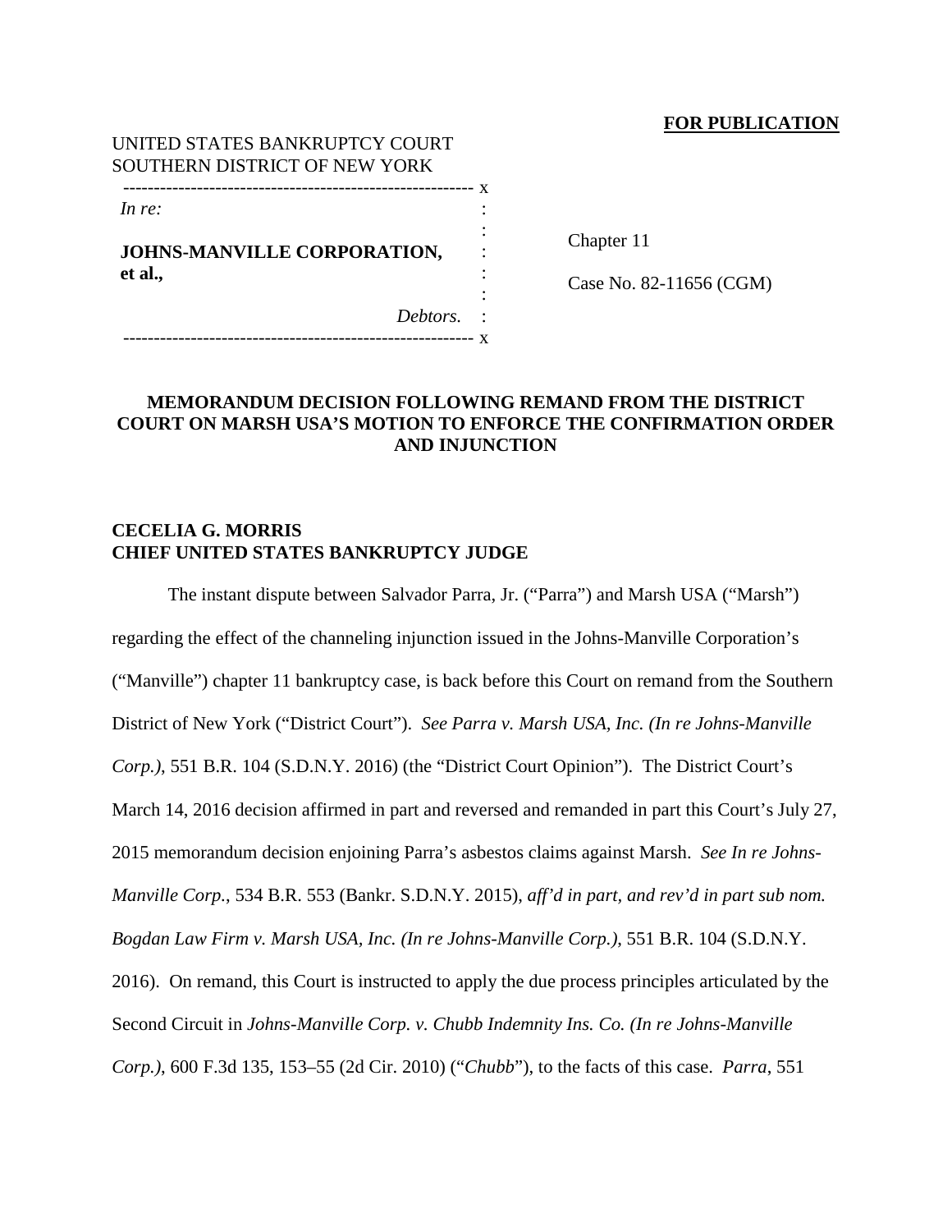**FOR PUBLICATION**

UNITED STATES BANKRUPTCY COURT
SOUTHERN DISTRICT OF NEW YORK

| | |
|---|---|
| *In re:*<br><br>**JOHNS-MANVILLE CORPORATION, et al.,**<br><br>*Debtors.* | Chapter 11<br><br>Case No. 82-11656 (CGM) |

**MEMORANDUM DECISION FOLLOWING REMAND FROM THE DISTRICT COURT ON MARSH USA'S MOTION TO ENFORCE THE CONFIRMATION ORDER AND INJUNCTION**

**CECELIA G. MORRIS**
**CHIEF UNITED STATES BANKRUPTCY JUDGE**

The instant dispute between Salvador Parra, Jr. ("Parra") and Marsh USA ("Marsh") regarding the effect of the channeling injunction issued in the Johns-Manville Corporation's ("Manville") chapter 11 bankruptcy case, is back before this Court on remand from the Southern District of New York ("District Court"). *See Parra v. Marsh USA, Inc. (In re Johns-Manville Corp.)*, 551 B.R. 104 (S.D.N.Y. 2016) (the "District Court Opinion"). The District Court's March 14, 2016 decision affirmed in part and reversed and remanded in part this Court's July 27, 2015 memorandum decision enjoining Parra's asbestos claims against Marsh. *See In re Johns-Manville Corp.*, 534 B.R. 553 (Bankr. S.D.N.Y. 2015), *aff'd in part, and rev'd in part sub nom. Bogdan Law Firm v. Marsh USA, Inc. (In re Johns-Manville Corp.)*, 551 B.R. 104 (S.D.N.Y. 2016). On remand, this Court is instructed to apply the due process principles articulated by the Second Circuit in *Johns-Manville Corp. v. Chubb Indemnity Ins. Co. (In re Johns-Manville Corp.)*, 600 F.3d 135, 153–55 (2d Cir. 2010) ("*Chubb*"), to the facts of this case. *Parra*, 551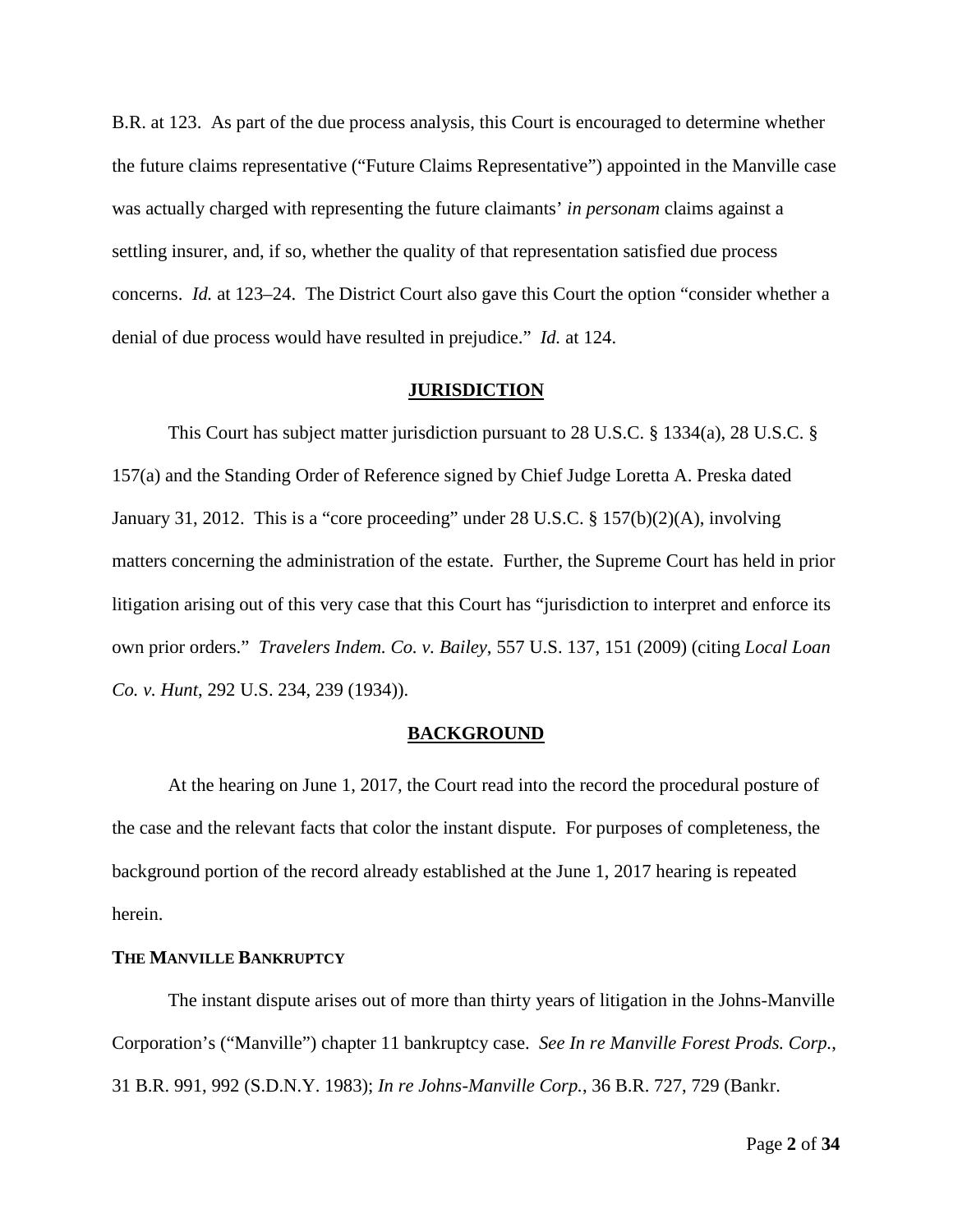B.R. at 123. As part of the due process analysis, this Court is encouraged to determine whether the future claims representative ("Future Claims Representative") appointed in the Manville case was actually charged with representing the future claimants' *in personam* claims against a settling insurer, and, if so, whether the quality of that representation satisfied due process concerns. *Id.* at 123–24. The District Court also gave this Court the option "consider whether a denial of due process would have resulted in prejudice." *Id.* at 124.

## JURISDICTION

This Court has subject matter jurisdiction pursuant to 28 U.S.C. § 1334(a), 28 U.S.C. § 157(a) and the Standing Order of Reference signed by Chief Judge Loretta A. Preska dated January 31, 2012. This is a "core proceeding" under 28 U.S.C. § 157(b)(2)(A), involving matters concerning the administration of the estate. Further, the Supreme Court has held in prior litigation arising out of this very case that this Court has "jurisdiction to interpret and enforce its own prior orders." *Travelers Indem. Co. v. Bailey*, 557 U.S. 137, 151 (2009) (citing *Local Loan Co. v. Hunt*, 292 U.S. 234, 239 (1934)).

## BACKGROUND

At the hearing on June 1, 2017, the Court read into the record the procedural posture of the case and the relevant facts that color the instant dispute. For purposes of completeness, the background portion of the record already established at the June 1, 2017 hearing is repeated herein.

### THE MANVILLE BANKRUPTCY

The instant dispute arises out of more than thirty years of litigation in the Johns-Manville Corporation's ("Manville") chapter 11 bankruptcy case. *See In re Manville Forest Prods. Corp.*, 31 B.R. 991, 992 (S.D.N.Y. 1983); *In re Johns-Manville Corp.*, 36 B.R. 727, 729 (Bankr.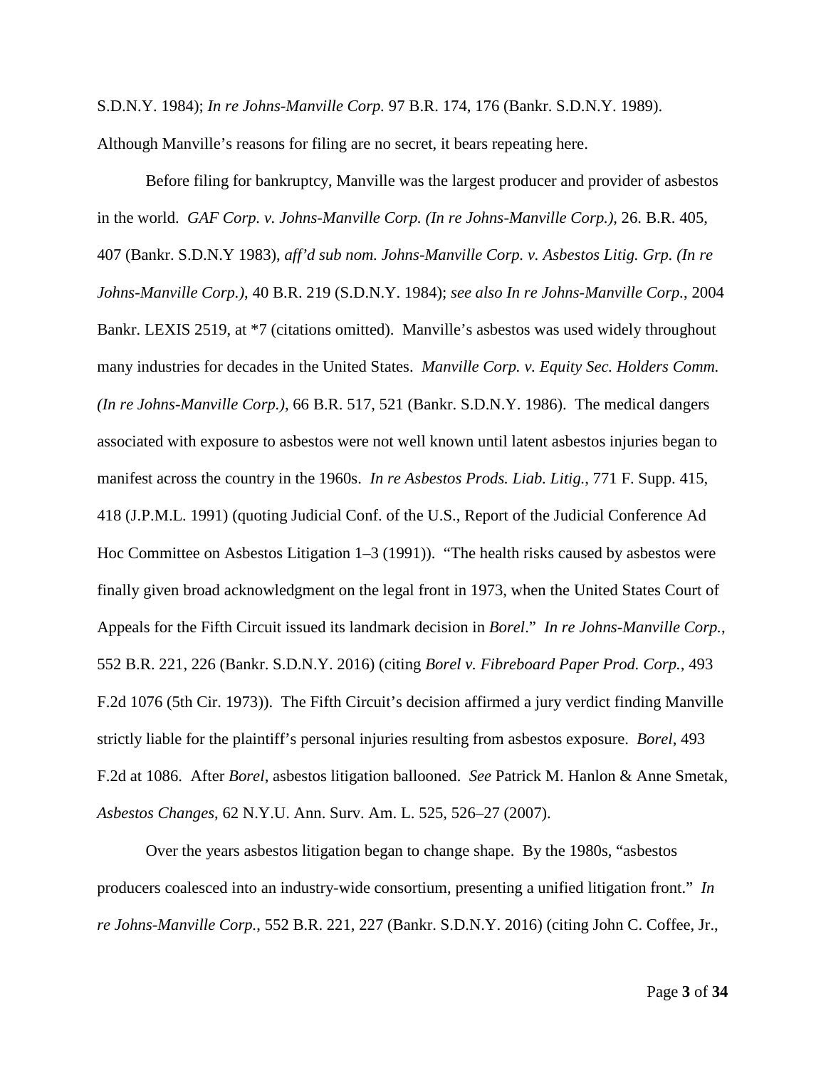S.D.N.Y. 1984); *In re Johns-Manville Corp.* 97 B.R. 174, 176 (Bankr. S.D.N.Y. 1989). Although Manville's reasons for filing are no secret, it bears repeating here.

Before filing for bankruptcy, Manville was the largest producer and provider of asbestos in the world. *GAF Corp. v. Johns-Manville Corp. (In re Johns-Manville Corp.)*, 26. B.R. 405, 407 (Bankr. S.D.N.Y 1983), *aff'd sub nom. Johns-Manville Corp. v. Asbestos Litig. Grp. (In re Johns-Manville Corp.)*, 40 B.R. 219 (S.D.N.Y. 1984); *see also In re Johns-Manville Corp.*, 2004 Bankr. LEXIS 2519, at *7 (citations omitted). Manville's asbestos was used widely throughout many industries for decades in the United States. *Manville Corp. v. Equity Sec. Holders Comm. (In re Johns-Manville Corp.)*, 66 B.R. 517, 521 (Bankr. S.D.N.Y. 1986). The medical dangers associated with exposure to asbestos were not well known until latent asbestos injuries began to manifest across the country in the 1960s. *In re Asbestos Prods. Liab. Litig.*, 771 F. Supp. 415, 418 (J.P.M.L. 1991) (quoting Judicial Conf. of the U.S., Report of the Judicial Conference Ad Hoc Committee on Asbestos Litigation 1–3 (1991)). "The health risks caused by asbestos were finally given broad acknowledgment on the legal front in 1973, when the United States Court of Appeals for the Fifth Circuit issued its landmark decision in *Borel*." *In re Johns-Manville Corp.*, 552 B.R. 221, 226 (Bankr. S.D.N.Y. 2016) (citing *Borel v. Fibreboard Paper Prod. Corp.*, 493 F.2d 1076 (5th Cir. 1973)). The Fifth Circuit's decision affirmed a jury verdict finding Manville strictly liable for the plaintiff's personal injuries resulting from asbestos exposure. *Borel*, 493 F.2d at 1086. After *Borel*, asbestos litigation ballooned. *See* Patrick M. Hanlon & Anne Smetak, *Asbestos Changes*, 62 N.Y.U. Ann. Surv. Am. L. 525, 526–27 (2007).

Over the years asbestos litigation began to change shape. By the 1980s, "asbestos producers coalesced into an industry-wide consortium, presenting a unified litigation front." *In re Johns-Manville Corp.*, 552 B.R. 221, 227 (Bankr. S.D.N.Y. 2016) (citing John C. Coffee, Jr.,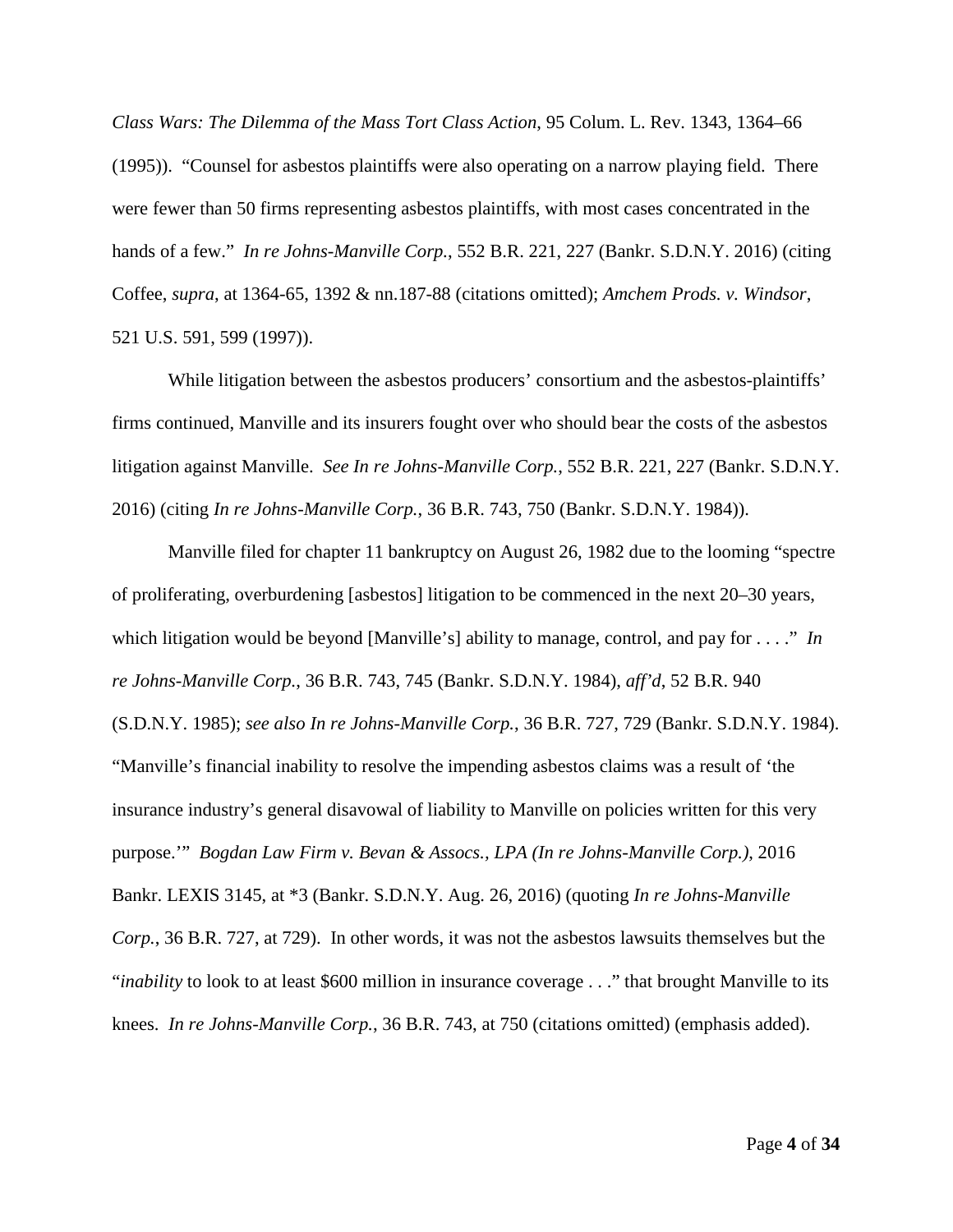*Class Wars: The Dilemma of the Mass Tort Class Action*, 95 Colum. L. Rev. 1343, 1364–66 (1995)). "Counsel for asbestos plaintiffs were also operating on a narrow playing field. There were fewer than 50 firms representing asbestos plaintiffs, with most cases concentrated in the hands of a few." *In re Johns-Manville Corp.*, 552 B.R. 221, 227 (Bankr. S.D.N.Y. 2016) (citing Coffee, *supra*, at 1364-65, 1392 & nn.187-88 (citations omitted); *Amchem Prods. v. Windsor*, 521 U.S. 591, 599 (1997)).

While litigation between the asbestos producers' consortium and the asbestos-plaintiffs' firms continued, Manville and its insurers fought over who should bear the costs of the asbestos litigation against Manville. *See In re Johns-Manville Corp.*, 552 B.R. 221, 227 (Bankr. S.D.N.Y. 2016) (citing *In re Johns-Manville Corp.*, 36 B.R. 743, 750 (Bankr. S.D.N.Y. 1984)).

Manville filed for chapter 11 bankruptcy on August 26, 1982 due to the looming "spectre of proliferating, overburdening [asbestos] litigation to be commenced in the next 20–30 years, which litigation would be beyond [Manville's] ability to manage, control, and pay for . . . ." *In re Johns-Manville Corp.*, 36 B.R. 743, 745 (Bankr. S.D.N.Y. 1984), *aff'd*, 52 B.R. 940 (S.D.N.Y. 1985); *see also In re Johns-Manville Corp.*, 36 B.R. 727, 729 (Bankr. S.D.N.Y. 1984). "Manville's financial inability to resolve the impending asbestos claims was a result of 'the insurance industry's general disavowal of liability to Manville on policies written for this very purpose.'" *Bogdan Law Firm v. Bevan & Assocs., LPA (In re Johns-Manville Corp.)*, 2016 Bankr. LEXIS 3145, at *3 (Bankr. S.D.N.Y. Aug. 26, 2016) (quoting *In re Johns-Manville Corp.*, 36 B.R. 727, at 729). In other words, it was not the asbestos lawsuits themselves but the "*inability* to look to at least $600 million in insurance coverage . . ." that brought Manville to its knees. *In re Johns-Manville Corp.*, 36 B.R. 743, at 750 (citations omitted) (emphasis added).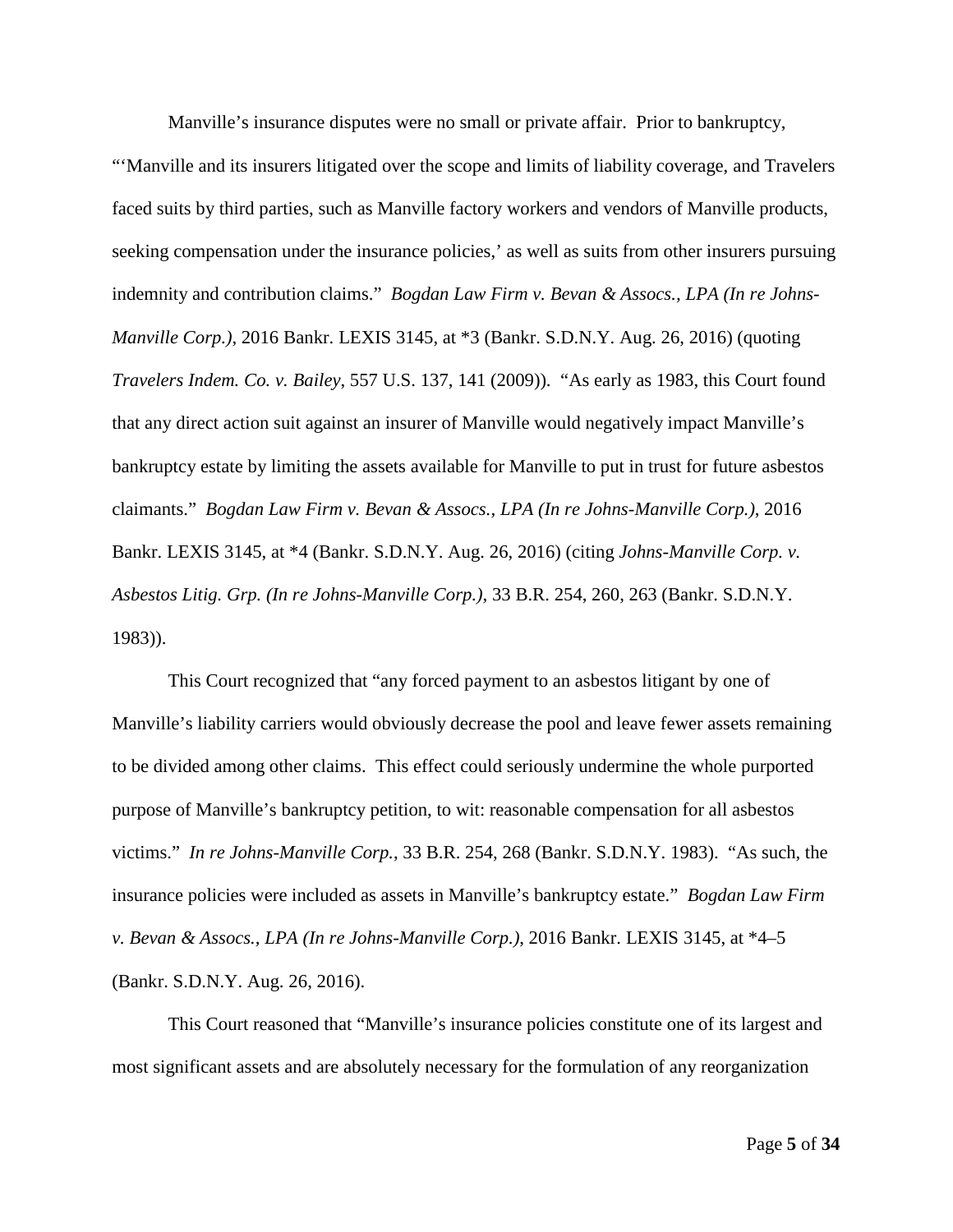Manville's insurance disputes were no small or private affair. Prior to bankruptcy, "'Manville and its insurers litigated over the scope and limits of liability coverage, and Travelers faced suits by third parties, such as Manville factory workers and vendors of Manville products, seeking compensation under the insurance policies,' as well as suits from other insurers pursuing indemnity and contribution claims." *Bogdan Law Firm v. Bevan & Assocs., LPA (In re Johns-Manville Corp.)*, 2016 Bankr. LEXIS 3145, at *3 (Bankr. S.D.N.Y. Aug. 26, 2016) (quoting *Travelers Indem. Co. v. Bailey*, 557 U.S. 137, 141 (2009)). "As early as 1983, this Court found that any direct action suit against an insurer of Manville would negatively impact Manville's bankruptcy estate by limiting the assets available for Manville to put in trust for future asbestos claimants." *Bogdan Law Firm v. Bevan & Assocs., LPA (In re Johns-Manville Corp.)*, 2016 Bankr. LEXIS 3145, at *4 (Bankr. S.D.N.Y. Aug. 26, 2016) (citing *Johns-Manville Corp. v. Asbestos Litig. Grp. (In re Johns-Manville Corp.)*, 33 B.R. 254, 260, 263 (Bankr. S.D.N.Y. 1983)).

This Court recognized that "any forced payment to an asbestos litigant by one of Manville's liability carriers would obviously decrease the pool and leave fewer assets remaining to be divided among other claims. This effect could seriously undermine the whole purported purpose of Manville's bankruptcy petition, to wit: reasonable compensation for all asbestos victims." *In re Johns-Manville Corp.*, 33 B.R. 254, 268 (Bankr. S.D.N.Y. 1983). "As such, the insurance policies were included as assets in Manville's bankruptcy estate." *Bogdan Law Firm v. Bevan & Assocs., LPA (In re Johns-Manville Corp.)*, 2016 Bankr. LEXIS 3145, at *4–5 (Bankr. S.D.N.Y. Aug. 26, 2016).

This Court reasoned that "Manville's insurance policies constitute one of its largest and most significant assets and are absolutely necessary for the formulation of any reorganization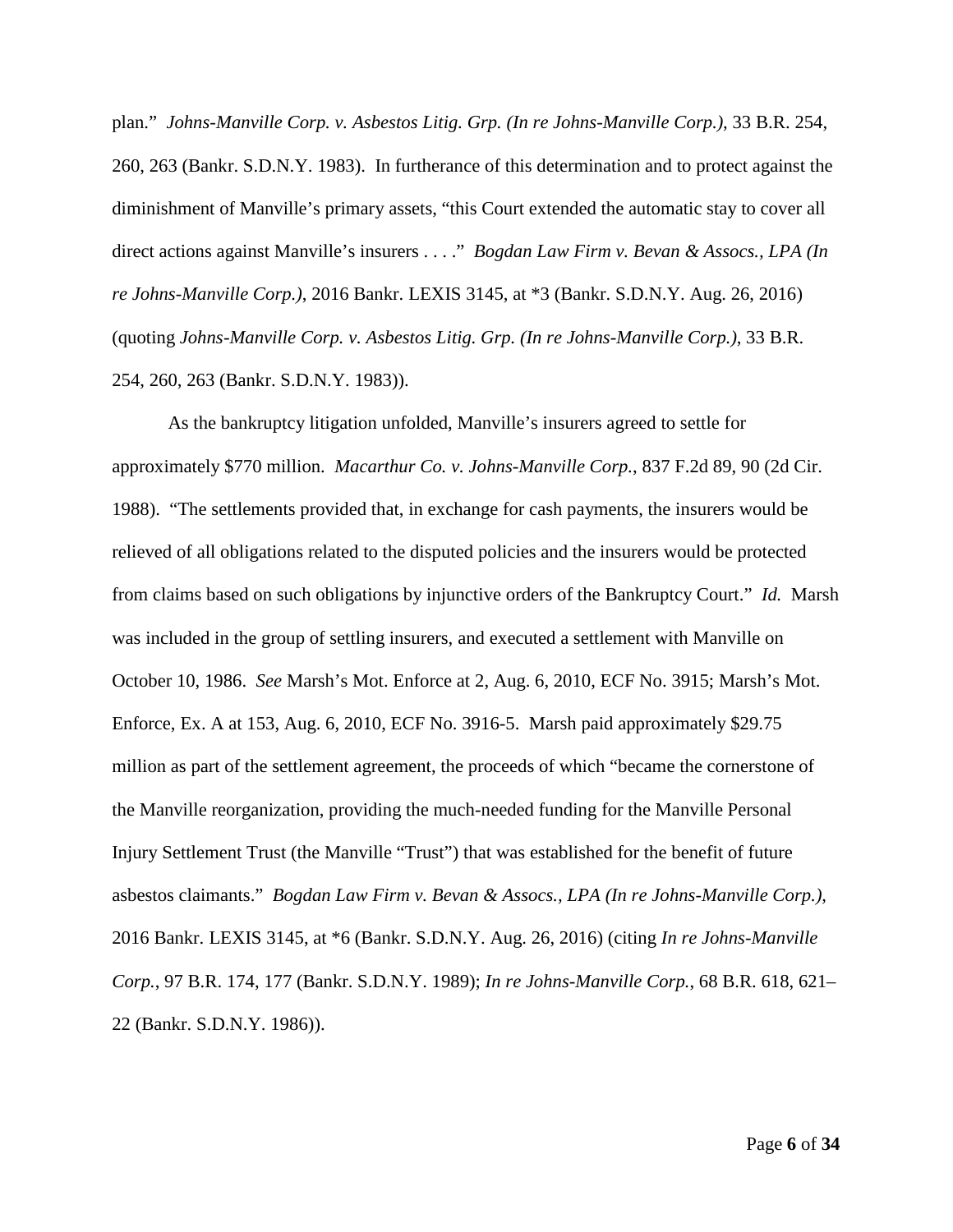plan." *Johns-Manville Corp. v. Asbestos Litig. Grp. (In re Johns-Manville Corp.)*, 33 B.R. 254, 260, 263 (Bankr. S.D.N.Y. 1983). In furtherance of this determination and to protect against the diminishment of Manville's primary assets, "this Court extended the automatic stay to cover all direct actions against Manville's insurers . . . ." *Bogdan Law Firm v. Bevan & Assocs., LPA (In re Johns-Manville Corp.)*, 2016 Bankr. LEXIS 3145, at *3 (Bankr. S.D.N.Y. Aug. 26, 2016) (quoting *Johns-Manville Corp. v. Asbestos Litig. Grp. (In re Johns-Manville Corp.)*, 33 B.R. 254, 260, 263 (Bankr. S.D.N.Y. 1983)).

As the bankruptcy litigation unfolded, Manville's insurers agreed to settle for approximately $770 million. *Macarthur Co. v. Johns-Manville Corp.*, 837 F.2d 89, 90 (2d Cir. 1988). "The settlements provided that, in exchange for cash payments, the insurers would be relieved of all obligations related to the disputed policies and the insurers would be protected from claims based on such obligations by injunctive orders of the Bankruptcy Court." *Id.* Marsh was included in the group of settling insurers, and executed a settlement with Manville on October 10, 1986. *See* Marsh's Mot. Enforce at 2, Aug. 6, 2010, ECF No. 3915; Marsh's Mot. Enforce, Ex. A at 153, Aug. 6, 2010, ECF No. 3916-5. Marsh paid approximately $29.75 million as part of the settlement agreement, the proceeds of which "became the cornerstone of the Manville reorganization, providing the much-needed funding for the Manville Personal Injury Settlement Trust (the Manville "Trust") that was established for the benefit of future asbestos claimants." *Bogdan Law Firm v. Bevan & Assocs., LPA (In re Johns-Manville Corp.)*, 2016 Bankr. LEXIS 3145, at *6 (Bankr. S.D.N.Y. Aug. 26, 2016) (citing *In re Johns-Manville Corp.*, 97 B.R. 174, 177 (Bankr. S.D.N.Y. 1989); *In re Johns-Manville Corp.*, 68 B.R. 618, 621–22 (Bankr. S.D.N.Y. 1986)).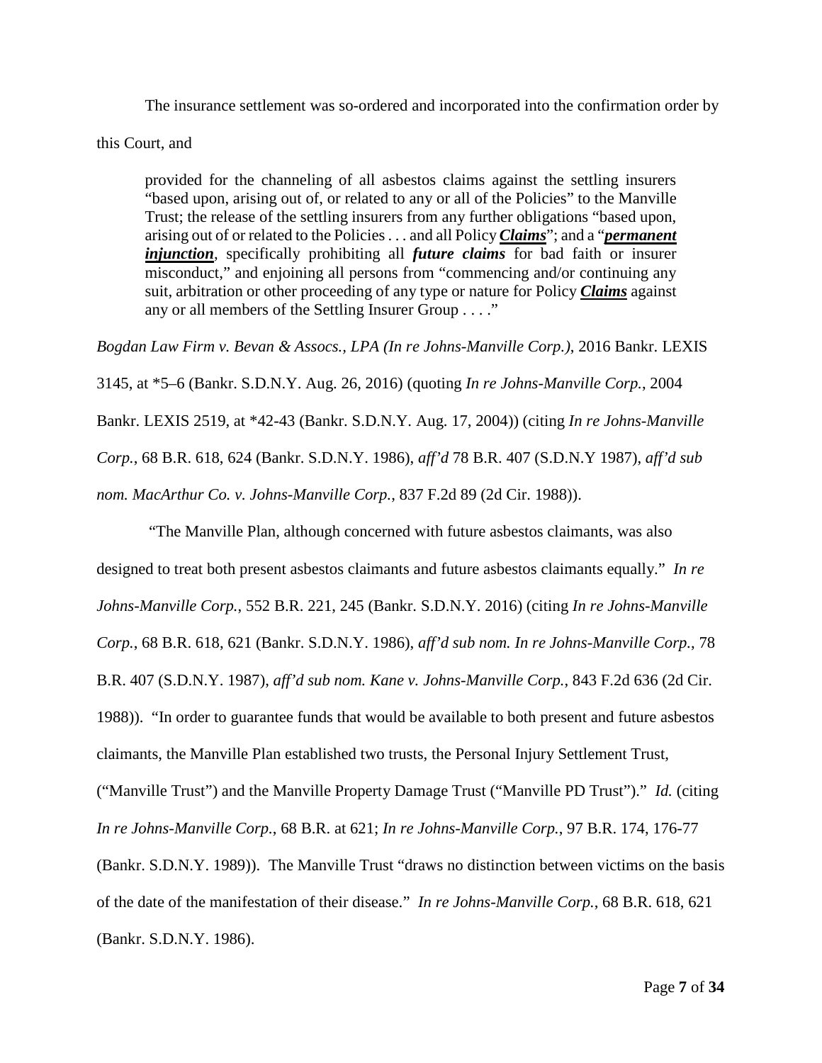The insurance settlement was so-ordered and incorporated into the confirmation order by this Court, and

> provided for the channeling of all asbestos claims against the settling insurers "based upon, arising out of, or related to any or all of the Policies" to the Manville Trust; the release of the settling insurers from any further obligations "based upon, arising out of or related to the Policies . . . and all Policy ***Claims***"; and a "***permanent injunction***, specifically prohibiting all ***future claims*** for bad faith or insurer misconduct," and enjoining all persons from "commencing and/or continuing any suit, arbitration or other proceeding of any type or nature for Policy ***Claims*** against any or all members of the Settling Insurer Group . . . ."

*Bogdan Law Firm v. Bevan & Assocs., LPA (In re Johns-Manville Corp.)*, 2016 Bankr. LEXIS 3145, at *5–6 (Bankr. S.D.N.Y. Aug. 26, 2016) (quoting *In re Johns-Manville Corp.*, 2004 Bankr. LEXIS 2519, at *42-43 (Bankr. S.D.N.Y. Aug. 17, 2004)) (citing *In re Johns-Manville Corp.*, 68 B.R. 618, 624 (Bankr. S.D.N.Y. 1986), *aff'd* 78 B.R. 407 (S.D.N.Y 1987), *aff'd sub nom. MacArthur Co. v. Johns-Manville Corp.*, 837 F.2d 89 (2d Cir. 1988)).

"The Manville Plan, although concerned with future asbestos claimants, was also designed to treat both present asbestos claimants and future asbestos claimants equally." *In re Johns-Manville Corp.*, 552 B.R. 221, 245 (Bankr. S.D.N.Y. 2016) (citing *In re Johns-Manville Corp.*, 68 B.R. 618, 621 (Bankr. S.D.N.Y. 1986), *aff'd sub nom. In re Johns-Manville Corp.*, 78 B.R. 407 (S.D.N.Y. 1987), *aff'd sub nom. Kane v. Johns-Manville Corp.*, 843 F.2d 636 (2d Cir. 1988)). "In order to guarantee funds that would be available to both present and future asbestos claimants, the Manville Plan established two trusts, the Personal Injury Settlement Trust, ("Manville Trust") and the Manville Property Damage Trust ("Manville PD Trust")." *Id.* (citing *In re Johns-Manville Corp.*, 68 B.R. at 621; *In re Johns-Manville Corp.*, 97 B.R. 174, 176-77 (Bankr. S.D.N.Y. 1989)). The Manville Trust "draws no distinction between victims on the basis of the date of the manifestation of their disease." *In re Johns-Manville Corp.*, 68 B.R. 618, 621 (Bankr. S.D.N.Y. 1986).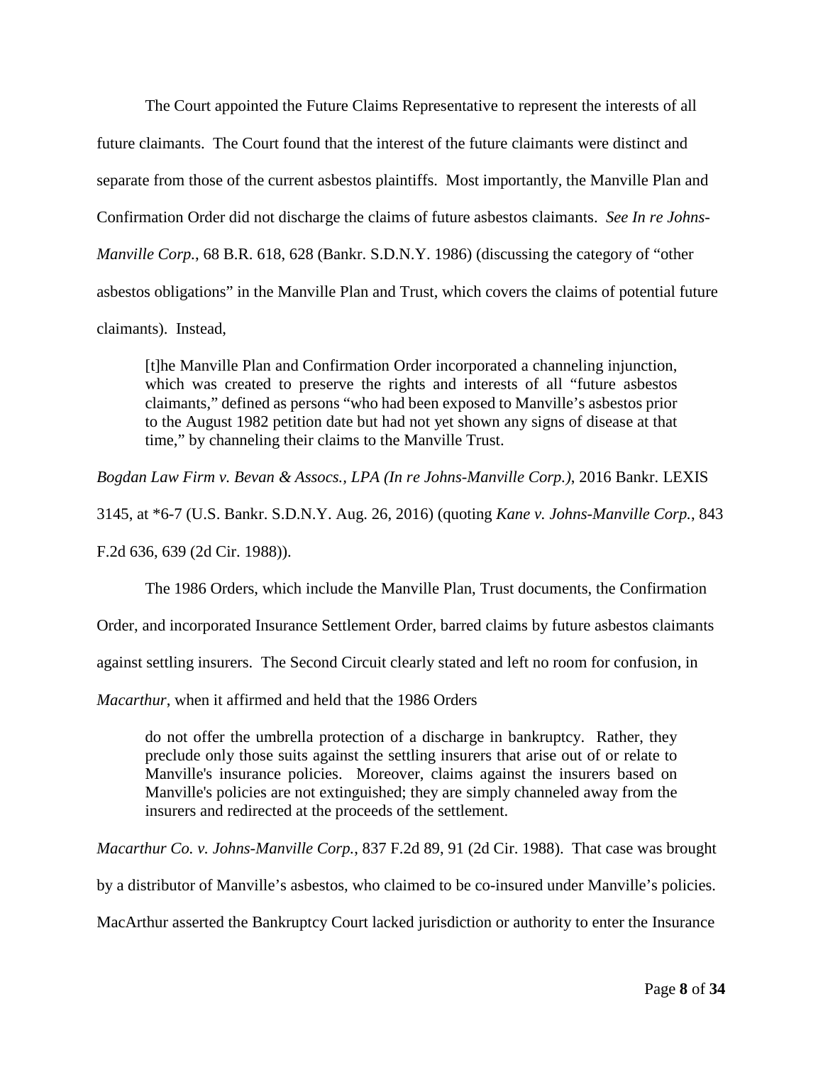The Court appointed the Future Claims Representative to represent the interests of all future claimants. The Court found that the interest of the future claimants were distinct and separate from those of the current asbestos plaintiffs. Most importantly, the Manville Plan and Confirmation Order did not discharge the claims of future asbestos claimants. *See In re Johns-Manville Corp.*, 68 B.R. 618, 628 (Bankr. S.D.N.Y. 1986) (discussing the category of "other asbestos obligations" in the Manville Plan and Trust, which covers the claims of potential future claimants). Instead,

> [t]he Manville Plan and Confirmation Order incorporated a channeling injunction, which was created to preserve the rights and interests of all "future asbestos claimants," defined as persons "who had been exposed to Manville's asbestos prior to the August 1982 petition date but had not yet shown any signs of disease at that time," by channeling their claims to the Manville Trust.

*Bogdan Law Firm v. Bevan & Assocs., LPA (In re Johns-Manville Corp.)*, 2016 Bankr. LEXIS 3145, at *6-7 (U.S. Bankr. S.D.N.Y. Aug. 26, 2016) (quoting *Kane v. Johns-Manville Corp.*, 843 F.2d 636, 639 (2d Cir. 1988)).

The 1986 Orders, which include the Manville Plan, Trust documents, the Confirmation Order, and incorporated Insurance Settlement Order, barred claims by future asbestos claimants against settling insurers. The Second Circuit clearly stated and left no room for confusion, in *Macarthur*, when it affirmed and held that the 1986 Orders

> do not offer the umbrella protection of a discharge in bankruptcy. Rather, they preclude only those suits against the settling insurers that arise out of or relate to Manville's insurance policies. Moreover, claims against the insurers based on Manville's policies are not extinguished; they are simply channeled away from the insurers and redirected at the proceeds of the settlement.

*Macarthur Co. v. Johns-Manville Corp.*, 837 F.2d 89, 91 (2d Cir. 1988). That case was brought by a distributor of Manville's asbestos, who claimed to be co-insured under Manville's policies. MacArthur asserted the Bankruptcy Court lacked jurisdiction or authority to enter the Insurance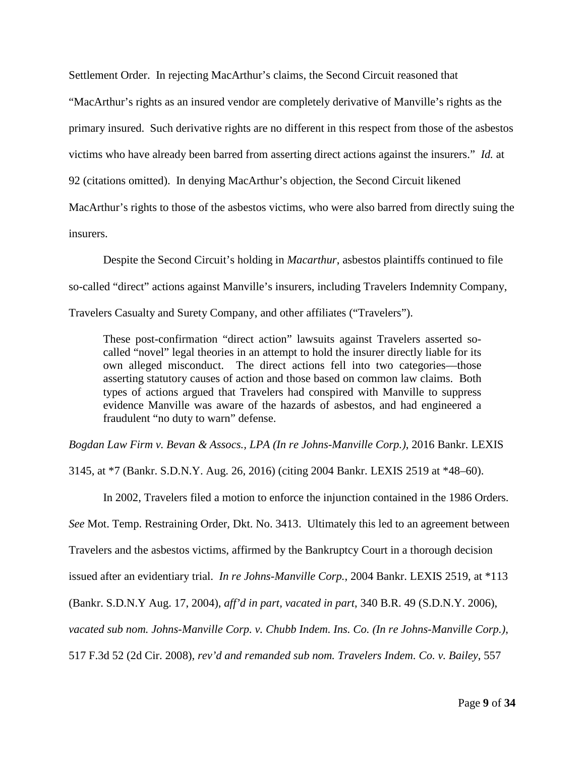Settlement Order. In rejecting MacArthur's claims, the Second Circuit reasoned that "MacArthur's rights as an insured vendor are completely derivative of Manville's rights as the primary insured. Such derivative rights are no different in this respect from those of the asbestos victims who have already been barred from asserting direct actions against the insurers." *Id.* at 92 (citations omitted). In denying MacArthur's objection, the Second Circuit likened MacArthur's rights to those of the asbestos victims, who were also barred from directly suing the insurers.

Despite the Second Circuit's holding in *Macarthur*, asbestos plaintiffs continued to file so-called "direct" actions against Manville's insurers, including Travelers Indemnity Company, Travelers Casualty and Surety Company, and other affiliates ("Travelers").

> These post-confirmation "direct action" lawsuits against Travelers asserted so-called "novel" legal theories in an attempt to hold the insurer directly liable for its own alleged misconduct. The direct actions fell into two categories—those asserting statutory causes of action and those based on common law claims. Both types of actions argued that Travelers had conspired with Manville to suppress evidence Manville was aware of the hazards of asbestos, and had engineered a fraudulent "no duty to warn" defense.

*Bogdan Law Firm v. Bevan & Assocs., LPA (In re Johns-Manville Corp.)*, 2016 Bankr. LEXIS 3145, at *7 (Bankr. S.D.N.Y. Aug. 26, 2016) (citing 2004 Bankr. LEXIS 2519 at *48–60).

In 2002, Travelers filed a motion to enforce the injunction contained in the 1986 Orders. *See* Mot. Temp. Restraining Order, Dkt. No. 3413. Ultimately this led to an agreement between Travelers and the asbestos victims, affirmed by the Bankruptcy Court in a thorough decision issued after an evidentiary trial. *In re Johns-Manville Corp.*, 2004 Bankr. LEXIS 2519, at *113 (Bankr. S.D.N.Y Aug. 17, 2004), *aff'd in part, vacated in part*, 340 B.R. 49 (S.D.N.Y. 2006), *vacated sub nom. Johns-Manville Corp. v. Chubb Indem. Ins. Co. (In re Johns-Manville Corp.)*, 517 F.3d 52 (2d Cir. 2008), *rev'd and remanded sub nom. Travelers Indem. Co. v. Bailey*, 557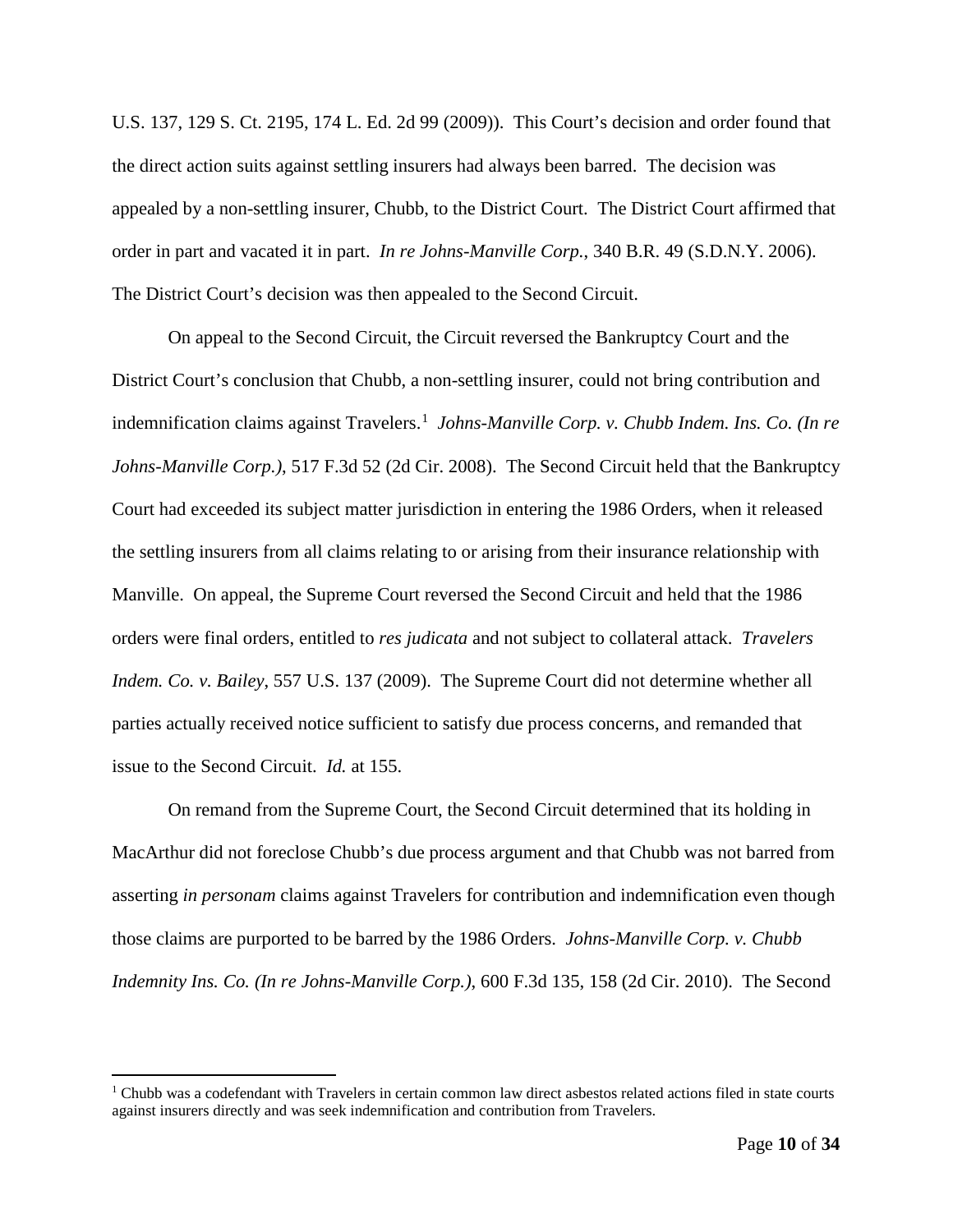U.S. 137, 129 S. Ct. 2195, 174 L. Ed. 2d 99 (2009)). This Court's decision and order found that the direct action suits against settling insurers had always been barred. The decision was appealed by a non-settling insurer, Chubb, to the District Court. The District Court affirmed that order in part and vacated it in part. *In re Johns-Manville Corp.*, 340 B.R. 49 (S.D.N.Y. 2006). The District Court's decision was then appealed to the Second Circuit.

On appeal to the Second Circuit, the Circuit reversed the Bankruptcy Court and the District Court's conclusion that Chubb, a non-settling insurer, could not bring contribution and indemnification claims against Travelers.[1] *Johns-Manville Corp. v. Chubb Indem. Ins. Co. (In re Johns-Manville Corp.)*, 517 F.3d 52 (2d Cir. 2008). The Second Circuit held that the Bankruptcy Court had exceeded its subject matter jurisdiction in entering the 1986 Orders, when it released the settling insurers from all claims relating to or arising from their insurance relationship with Manville. On appeal, the Supreme Court reversed the Second Circuit and held that the 1986 orders were final orders, entitled to *res judicata* and not subject to collateral attack. *Travelers Indem. Co. v. Bailey*, 557 U.S. 137 (2009). The Supreme Court did not determine whether all parties actually received notice sufficient to satisfy due process concerns, and remanded that issue to the Second Circuit. *Id.* at 155.

On remand from the Supreme Court, the Second Circuit determined that its holding in MacArthur did not foreclose Chubb's due process argument and that Chubb was not barred from asserting *in personam* claims against Travelers for contribution and indemnification even though those claims are purported to be barred by the 1986 Orders. *Johns-Manville Corp. v. Chubb Indemnity Ins. Co. (In re Johns-Manville Corp.)*, 600 F.3d 135, 158 (2d Cir. 2010). The Second

[1] Chubb was a codefendant with Travelers in certain common law direct asbestos related actions filed in state courts against insurers directly and was seek indemnification and contribution from Travelers.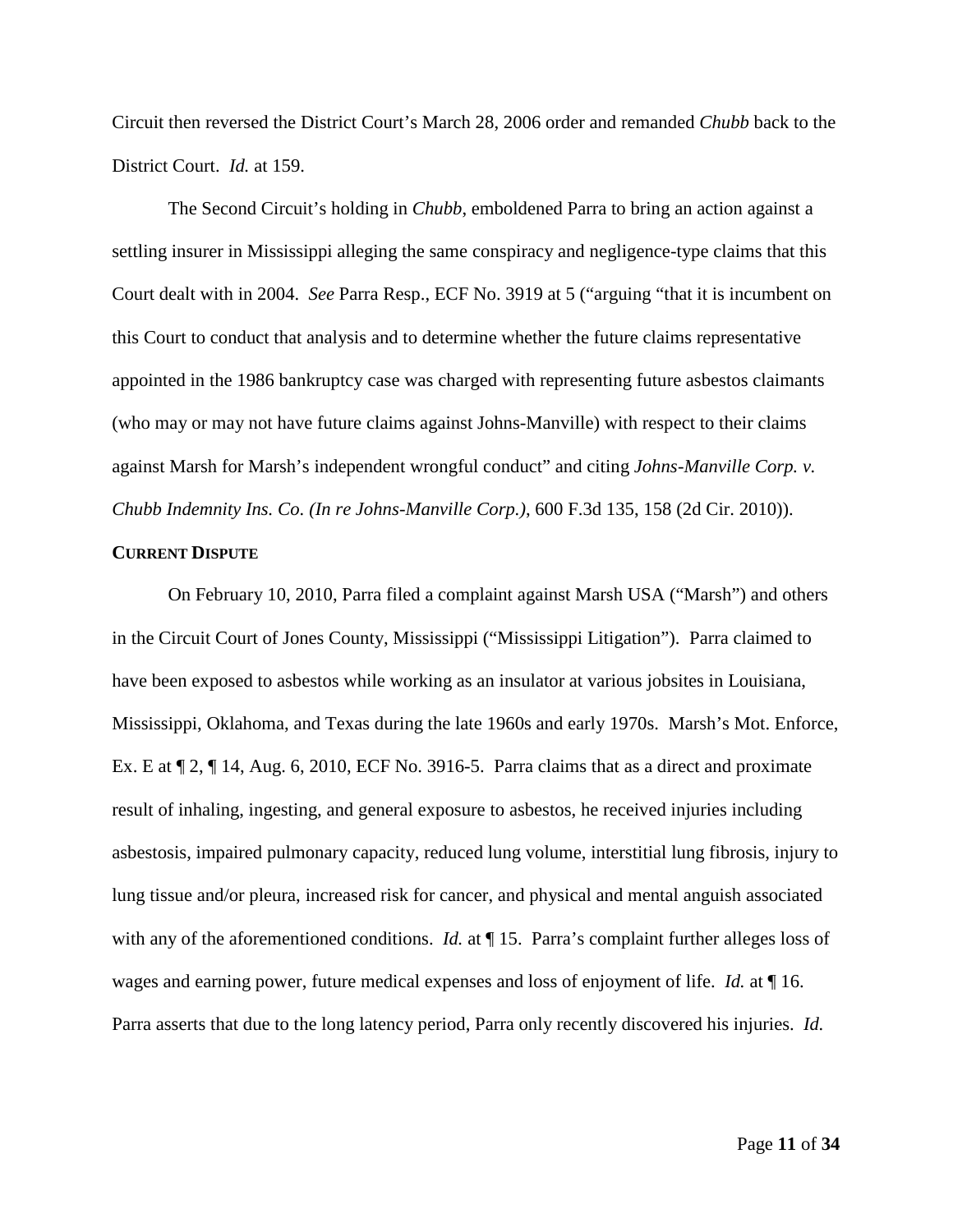Circuit then reversed the District Court's March 28, 2006 order and remanded *Chubb* back to the District Court. *Id.* at 159.

The Second Circuit's holding in *Chubb*, emboldened Parra to bring an action against a settling insurer in Mississippi alleging the same conspiracy and negligence-type claims that this Court dealt with in 2004. *See* Parra Resp., ECF No. 3919 at 5 ("arguing "that it is incumbent on this Court to conduct that analysis and to determine whether the future claims representative appointed in the 1986 bankruptcy case was charged with representing future asbestos claimants (who may or may not have future claims against Johns-Manville) with respect to their claims against Marsh for Marsh's independent wrongful conduct" and citing *Johns-Manville Corp. v. Chubb Indemnity Ins. Co. (In re Johns-Manville Corp.)*, 600 F.3d 135, 158 (2d Cir. 2010)).

**CURRENT DISPUTE**

On February 10, 2010, Parra filed a complaint against Marsh USA ("Marsh") and others in the Circuit Court of Jones County, Mississippi ("Mississippi Litigation"). Parra claimed to have been exposed to asbestos while working as an insulator at various jobsites in Louisiana, Mississippi, Oklahoma, and Texas during the late 1960s and early 1970s. Marsh's Mot. Enforce, Ex. E at ¶ 2, ¶ 14, Aug. 6, 2010, ECF No. 3916-5. Parra claims that as a direct and proximate result of inhaling, ingesting, and general exposure to asbestos, he received injuries including asbestosis, impaired pulmonary capacity, reduced lung volume, interstitial lung fibrosis, injury to lung tissue and/or pleura, increased risk for cancer, and physical and mental anguish associated with any of the aforementioned conditions. *Id.* at ¶ 15. Parra's complaint further alleges loss of wages and earning power, future medical expenses and loss of enjoyment of life. *Id.* at ¶ 16. Parra asserts that due to the long latency period, Parra only recently discovered his injuries. *Id.*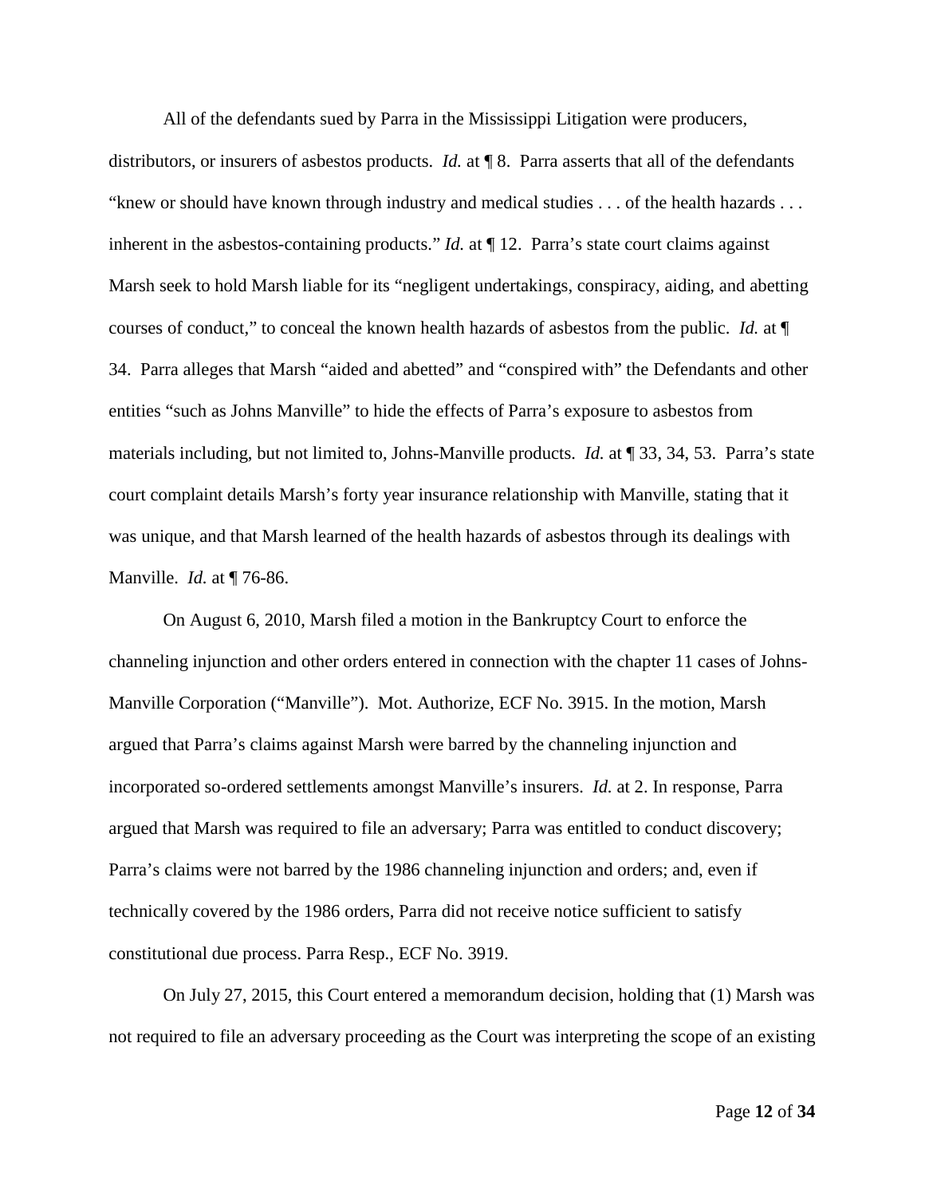All of the defendants sued by Parra in the Mississippi Litigation were producers, distributors, or insurers of asbestos products. *Id.* at ¶ 8. Parra asserts that all of the defendants "knew or should have known through industry and medical studies . . . of the health hazards . . . inherent in the asbestos-containing products." *Id.* at ¶ 12. Parra's state court claims against Marsh seek to hold Marsh liable for its "negligent undertakings, conspiracy, aiding, and abetting courses of conduct," to conceal the known health hazards of asbestos from the public. *Id.* at ¶ 34. Parra alleges that Marsh "aided and abetted" and "conspired with" the Defendants and other entities "such as Johns Manville" to hide the effects of Parra's exposure to asbestos from materials including, but not limited to, Johns-Manville products. *Id.* at ¶ 33, 34, 53. Parra's state court complaint details Marsh's forty year insurance relationship with Manville, stating that it was unique, and that Marsh learned of the health hazards of asbestos through its dealings with Manville. *Id.* at ¶ 76-86.

On August 6, 2010, Marsh filed a motion in the Bankruptcy Court to enforce the channeling injunction and other orders entered in connection with the chapter 11 cases of Johns-Manville Corporation ("Manville"). Mot. Authorize, ECF No. 3915. In the motion, Marsh argued that Parra's claims against Marsh were barred by the channeling injunction and incorporated so-ordered settlements amongst Manville's insurers. *Id.* at 2. In response, Parra argued that Marsh was required to file an adversary; Parra was entitled to conduct discovery; Parra's claims were not barred by the 1986 channeling injunction and orders; and, even if technically covered by the 1986 orders, Parra did not receive notice sufficient to satisfy constitutional due process. Parra Resp., ECF No. 3919.

On July 27, 2015, this Court entered a memorandum decision, holding that (1) Marsh was not required to file an adversary proceeding as the Court was interpreting the scope of an existing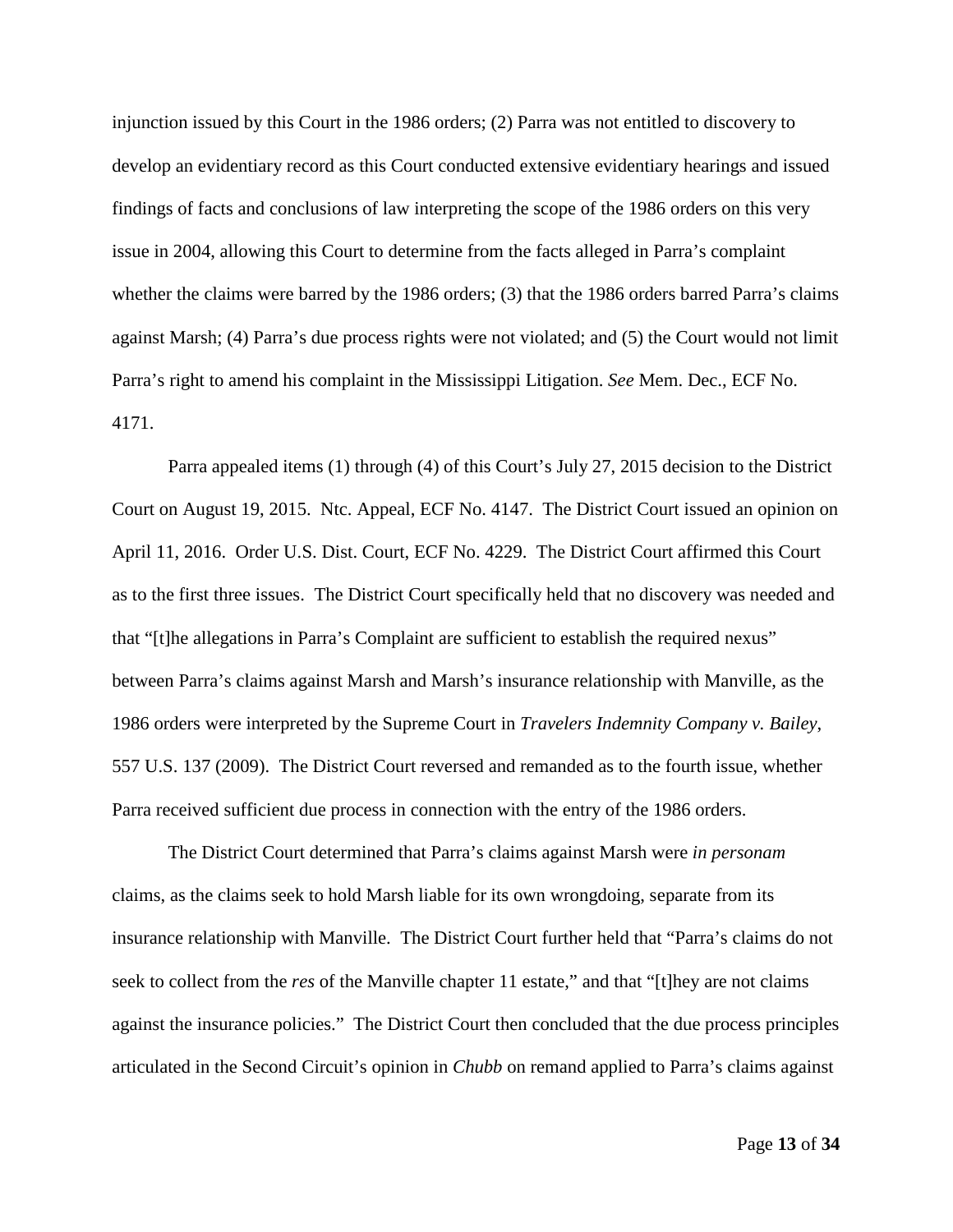injunction issued by this Court in the 1986 orders; (2) Parra was not entitled to discovery to develop an evidentiary record as this Court conducted extensive evidentiary hearings and issued findings of facts and conclusions of law interpreting the scope of the 1986 orders on this very issue in 2004, allowing this Court to determine from the facts alleged in Parra's complaint whether the claims were barred by the 1986 orders; (3) that the 1986 orders barred Parra's claims against Marsh; (4) Parra's due process rights were not violated; and (5) the Court would not limit Parra's right to amend his complaint in the Mississippi Litigation. *See* Mem. Dec., ECF No. 4171.

Parra appealed items (1) through (4) of this Court's July 27, 2015 decision to the District Court on August 19, 2015. Ntc. Appeal, ECF No. 4147. The District Court issued an opinion on April 11, 2016. Order U.S. Dist. Court, ECF No. 4229. The District Court affirmed this Court as to the first three issues. The District Court specifically held that no discovery was needed and that "[t]he allegations in Parra's Complaint are sufficient to establish the required nexus" between Parra's claims against Marsh and Marsh's insurance relationship with Manville, as the 1986 orders were interpreted by the Supreme Court in *Travelers Indemnity Company v. Bailey*, 557 U.S. 137 (2009). The District Court reversed and remanded as to the fourth issue, whether Parra received sufficient due process in connection with the entry of the 1986 orders.

The District Court determined that Parra's claims against Marsh were *in personam* claims, as the claims seek to hold Marsh liable for its own wrongdoing, separate from its insurance relationship with Manville. The District Court further held that "Parra's claims do not seek to collect from the *res* of the Manville chapter 11 estate," and that "[t]hey are not claims against the insurance policies." The District Court then concluded that the due process principles articulated in the Second Circuit's opinion in *Chubb* on remand applied to Parra's claims against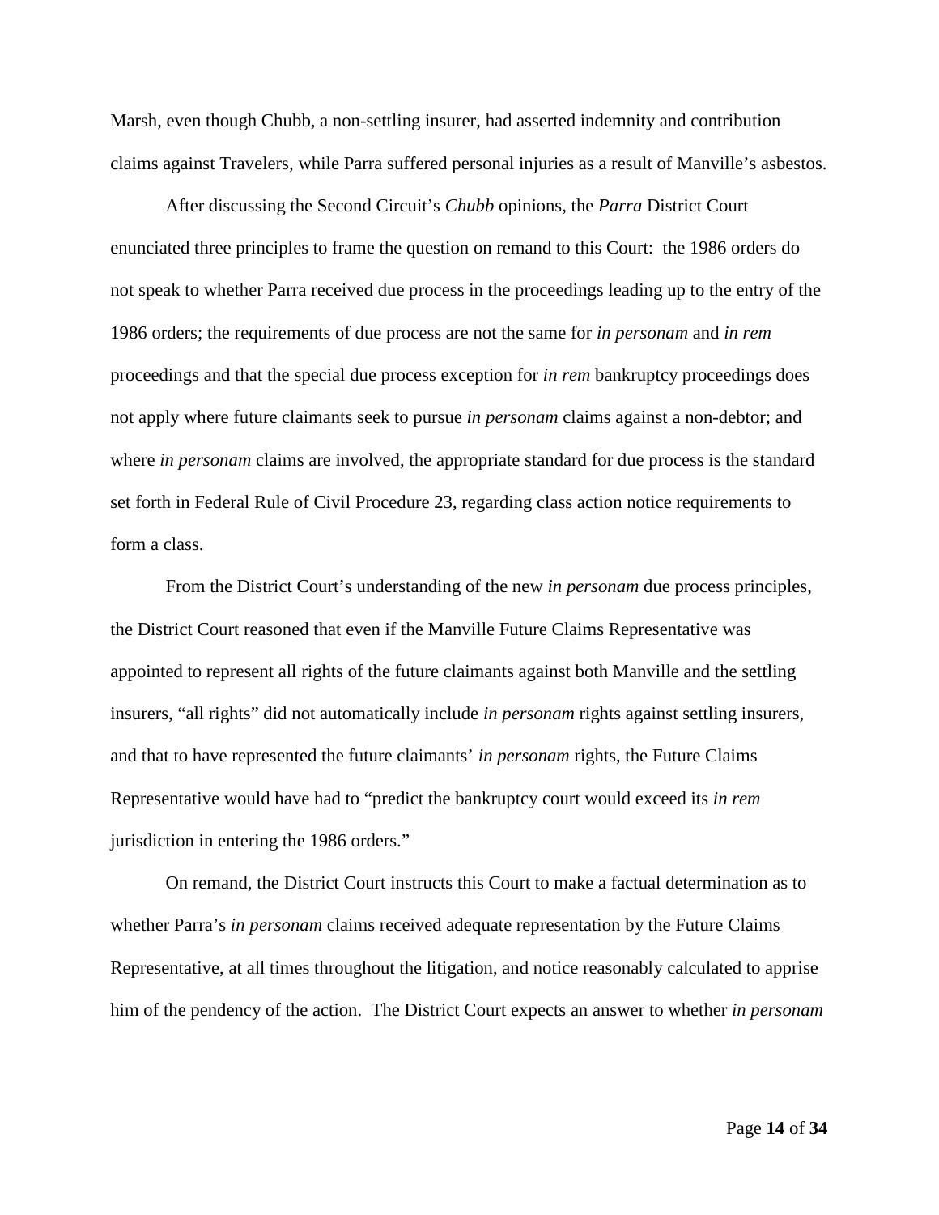Marsh, even though Chubb, a non-settling insurer, had asserted indemnity and contribution claims against Travelers, while Parra suffered personal injuries as a result of Manville's asbestos.

After discussing the Second Circuit's *Chubb* opinions, the *Parra* District Court enunciated three principles to frame the question on remand to this Court: the 1986 orders do not speak to whether Parra received due process in the proceedings leading up to the entry of the 1986 orders; the requirements of due process are not the same for *in personam* and *in rem* proceedings and that the special due process exception for *in rem* bankruptcy proceedings does not apply where future claimants seek to pursue *in personam* claims against a non-debtor; and where *in personam* claims are involved, the appropriate standard for due process is the standard set forth in Federal Rule of Civil Procedure 23, regarding class action notice requirements to form a class.

From the District Court's understanding of the new *in personam* due process principles, the District Court reasoned that even if the Manville Future Claims Representative was appointed to represent all rights of the future claimants against both Manville and the settling insurers, "all rights" did not automatically include *in personam* rights against settling insurers, and that to have represented the future claimants' *in personam* rights, the Future Claims Representative would have had to "predict the bankruptcy court would exceed its *in rem* jurisdiction in entering the 1986 orders."

On remand, the District Court instructs this Court to make a factual determination as to whether Parra's *in personam* claims received adequate representation by the Future Claims Representative, at all times throughout the litigation, and notice reasonably calculated to apprise him of the pendency of the action. The District Court expects an answer to whether *in personam*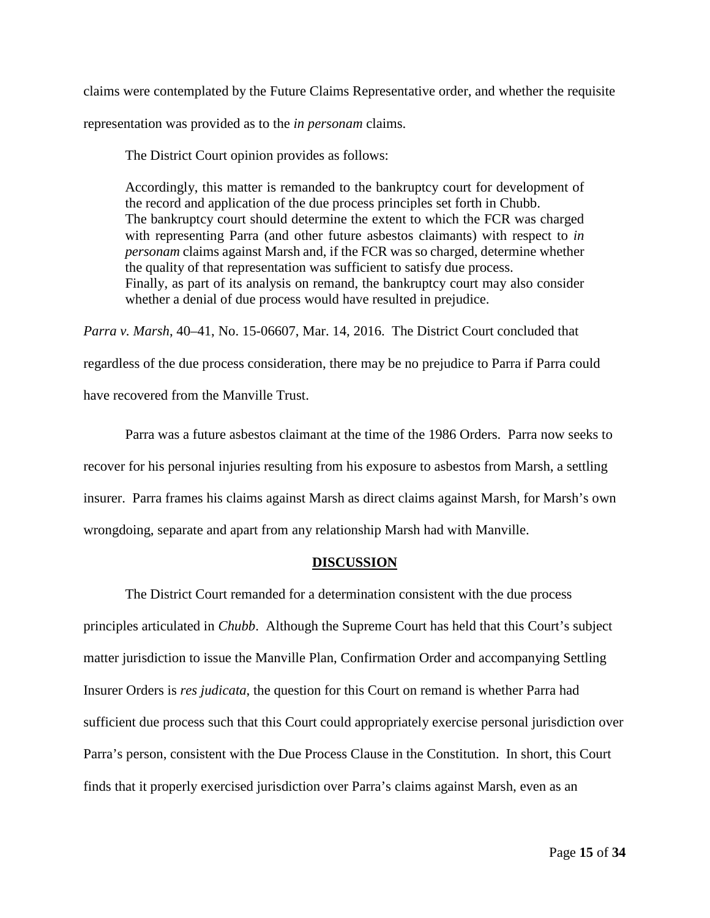claims were contemplated by the Future Claims Representative order, and whether the requisite representation was provided as to the *in personam* claims.

The District Court opinion provides as follows:

> Accordingly, this matter is remanded to the bankruptcy court for development of the record and application of the due process principles set forth in Chubb. The bankruptcy court should determine the extent to which the FCR was charged with representing Parra (and other future asbestos claimants) with respect to *in personam* claims against Marsh and, if the FCR was so charged, determine whether the quality of that representation was sufficient to satisfy due process. Finally, as part of its analysis on remand, the bankruptcy court may also consider whether a denial of due process would have resulted in prejudice.

*Parra v. Marsh*, 40–41, No. 15-06607, Mar. 14, 2016. The District Court concluded that regardless of the due process consideration, there may be no prejudice to Parra if Parra could have recovered from the Manville Trust.

Parra was a future asbestos claimant at the time of the 1986 Orders. Parra now seeks to recover for his personal injuries resulting from his exposure to asbestos from Marsh, a settling insurer. Parra frames his claims against Marsh as direct claims against Marsh, for Marsh's own wrongdoing, separate and apart from any relationship Marsh had with Manville.

## DISCUSSION

The District Court remanded for a determination consistent with the due process principles articulated in *Chubb*. Although the Supreme Court has held that this Court's subject matter jurisdiction to issue the Manville Plan, Confirmation Order and accompanying Settling Insurer Orders is *res judicata*, the question for this Court on remand is whether Parra had sufficient due process such that this Court could appropriately exercise personal jurisdiction over Parra's person, consistent with the Due Process Clause in the Constitution. In short, this Court finds that it properly exercised jurisdiction over Parra's claims against Marsh, even as an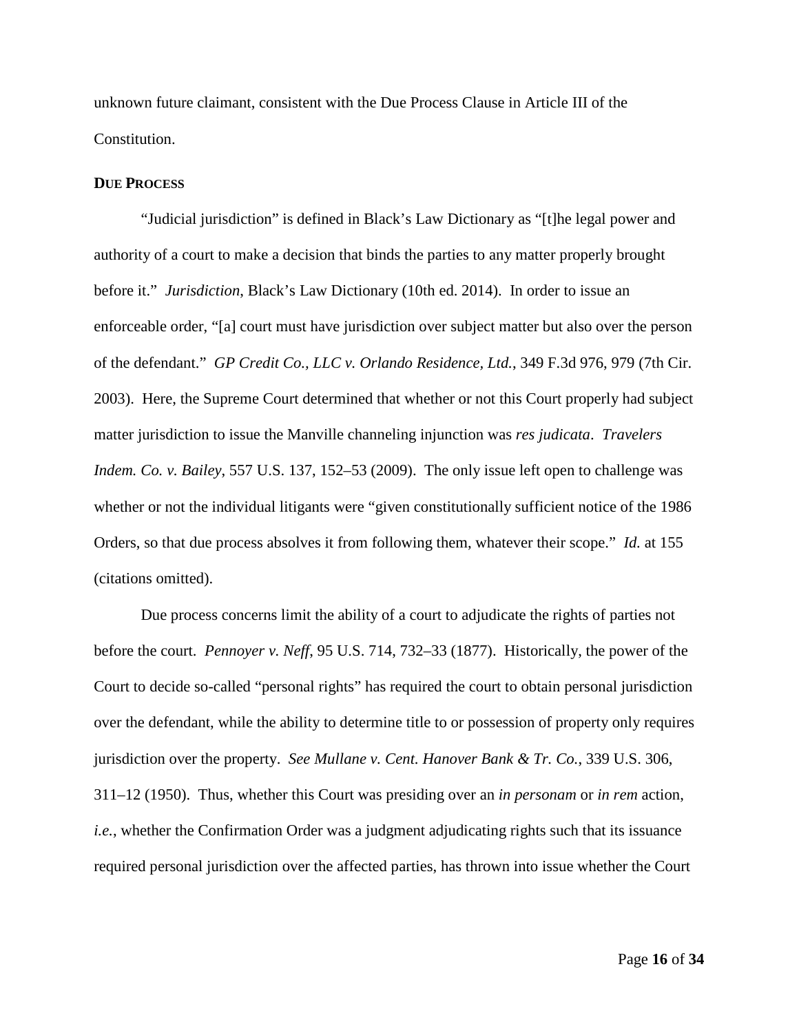unknown future claimant, consistent with the Due Process Clause in Article III of the Constitution.

**DUE PROCESS**

"Judicial jurisdiction" is defined in Black's Law Dictionary as "[t]he legal power and authority of a court to make a decision that binds the parties to any matter properly brought before it." *Jurisdiction*, Black's Law Dictionary (10th ed. 2014). In order to issue an enforceable order, "[a] court must have jurisdiction over subject matter but also over the person of the defendant." *GP Credit Co., LLC v. Orlando Residence, Ltd.*, 349 F.3d 976, 979 (7th Cir. 2003). Here, the Supreme Court determined that whether or not this Court properly had subject matter jurisdiction to issue the Manville channeling injunction was *res judicata*. *Travelers Indem. Co. v. Bailey*, 557 U.S. 137, 152–53 (2009). The only issue left open to challenge was whether or not the individual litigants were "given constitutionally sufficient notice of the 1986 Orders, so that due process absolves it from following them, whatever their scope." *Id.* at 155 (citations omitted).

Due process concerns limit the ability of a court to adjudicate the rights of parties not before the court. *Pennoyer v. Neff*, 95 U.S. 714, 732–33 (1877). Historically, the power of the Court to decide so-called "personal rights" has required the court to obtain personal jurisdiction over the defendant, while the ability to determine title to or possession of property only requires jurisdiction over the property. *See Mullane v. Cent. Hanover Bank & Tr. Co.*, 339 U.S. 306, 311–12 (1950). Thus, whether this Court was presiding over an *in personam* or *in rem* action, *i.e.*, whether the Confirmation Order was a judgment adjudicating rights such that its issuance required personal jurisdiction over the affected parties, has thrown into issue whether the Court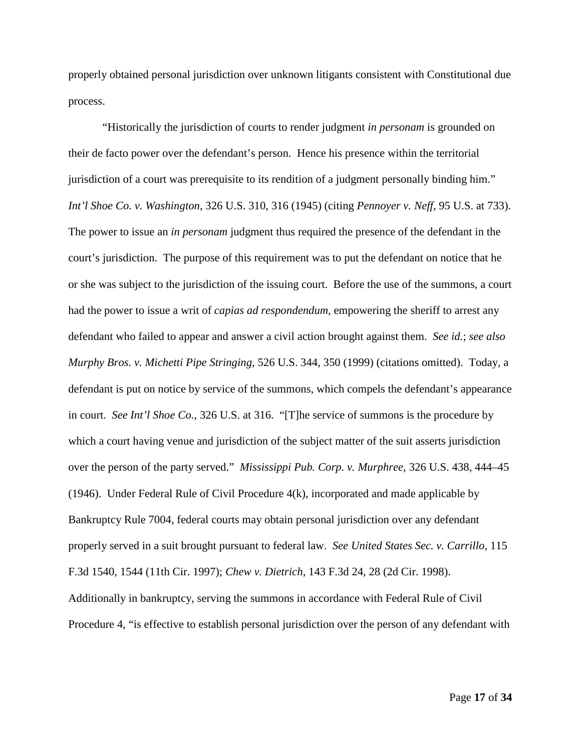properly obtained personal jurisdiction over unknown litigants consistent with Constitutional due process.

"Historically the jurisdiction of courts to render judgment *in personam* is grounded on their de facto power over the defendant's person. Hence his presence within the territorial jurisdiction of a court was prerequisite to its rendition of a judgment personally binding him." *Int'l Shoe Co. v. Washington*, 326 U.S. 310, 316 (1945) (citing *Pennoyer v. Neff*, 95 U.S. at 733). The power to issue an *in personam* judgment thus required the presence of the defendant in the court's jurisdiction. The purpose of this requirement was to put the defendant on notice that he or she was subject to the jurisdiction of the issuing court. Before the use of the summons, a court had the power to issue a writ of *capias ad respondendum*, empowering the sheriff to arrest any defendant who failed to appear and answer a civil action brought against them. *See id.*; *see also Murphy Bros. v. Michetti Pipe Stringing*, 526 U.S. 344, 350 (1999) (citations omitted). Today, a defendant is put on notice by service of the summons, which compels the defendant's appearance in court. *See Int'l Shoe Co.*, 326 U.S. at 316. "[T]he service of summons is the procedure by which a court having venue and jurisdiction of the subject matter of the suit asserts jurisdiction over the person of the party served." *Mississippi Pub. Corp. v. Murphree*, 326 U.S. 438, 444–45 (1946). Under Federal Rule of Civil Procedure 4(k), incorporated and made applicable by Bankruptcy Rule 7004, federal courts may obtain personal jurisdiction over any defendant properly served in a suit brought pursuant to federal law. *See United States Sec. v. Carrillo*, 115 F.3d 1540, 1544 (11th Cir. 1997); *Chew v. Dietrich*, 143 F.3d 24, 28 (2d Cir. 1998). Additionally in bankruptcy, serving the summons in accordance with Federal Rule of Civil Procedure 4, "is effective to establish personal jurisdiction over the person of any defendant with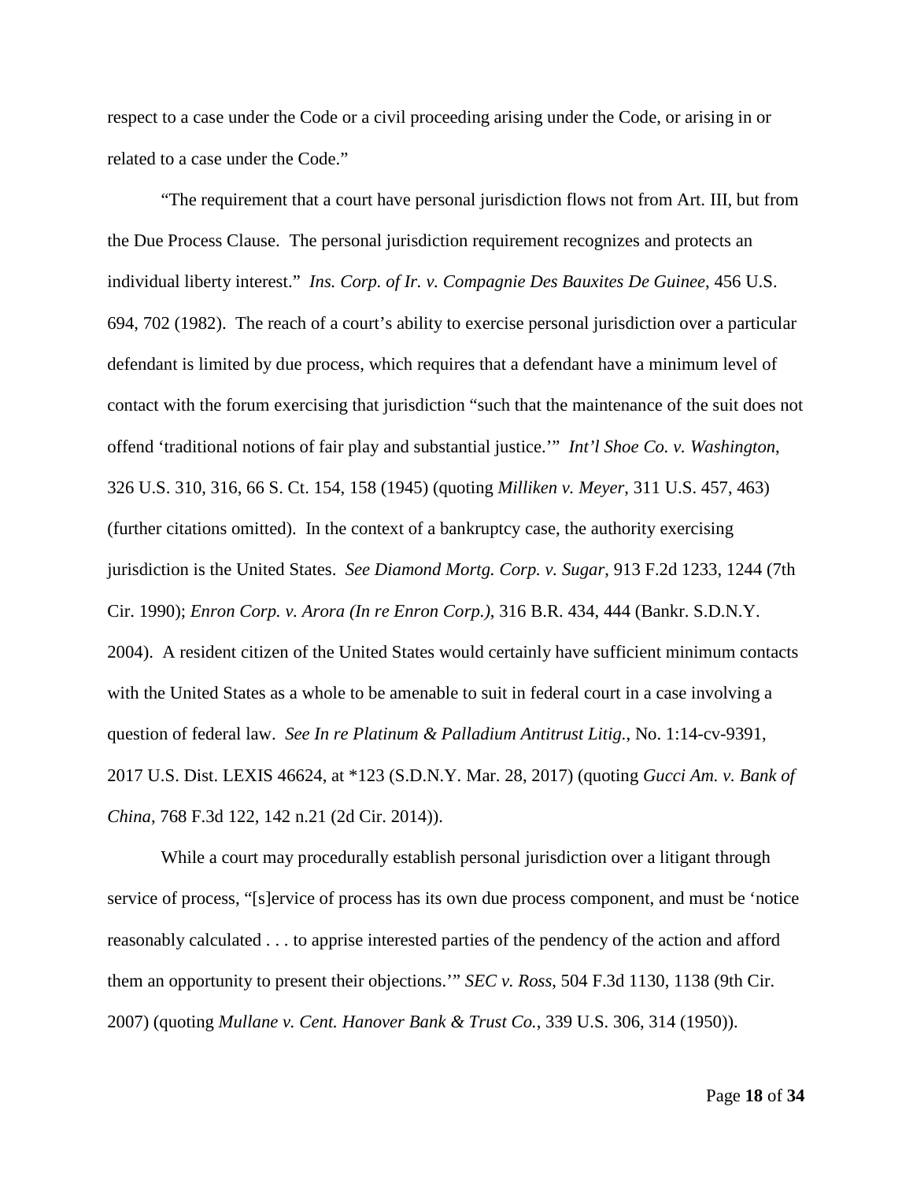respect to a case under the Code or a civil proceeding arising under the Code, or arising in or related to a case under the Code."

"The requirement that a court have personal jurisdiction flows not from Art. III, but from the Due Process Clause. The personal jurisdiction requirement recognizes and protects an individual liberty interest." *Ins. Corp. of Ir. v. Compagnie Des Bauxites De Guinee*, 456 U.S. 694, 702 (1982). The reach of a court's ability to exercise personal jurisdiction over a particular defendant is limited by due process, which requires that a defendant have a minimum level of contact with the forum exercising that jurisdiction "such that the maintenance of the suit does not offend 'traditional notions of fair play and substantial justice.'" *Int'l Shoe Co. v. Washington*, 326 U.S. 310, 316, 66 S. Ct. 154, 158 (1945) (quoting *Milliken v. Meyer*, 311 U.S. 457, 463) (further citations omitted). In the context of a bankruptcy case, the authority exercising jurisdiction is the United States. *See Diamond Mortg. Corp. v. Sugar*, 913 F.2d 1233, 1244 (7th Cir. 1990); *Enron Corp. v. Arora (In re Enron Corp.)*, 316 B.R. 434, 444 (Bankr. S.D.N.Y. 2004). A resident citizen of the United States would certainly have sufficient minimum contacts with the United States as a whole to be amenable to suit in federal court in a case involving a question of federal law. *See In re Platinum & Palladium Antitrust Litig.*, No. 1:14-cv-9391, 2017 U.S. Dist. LEXIS 46624, at *123 (S.D.N.Y. Mar. 28, 2017) (quoting *Gucci Am. v. Bank of China*, 768 F.3d 122, 142 n.21 (2d Cir. 2014)).

While a court may procedurally establish personal jurisdiction over a litigant through service of process, "[s]ervice of process has its own due process component, and must be 'notice reasonably calculated . . . to apprise interested parties of the pendency of the action and afford them an opportunity to present their objections.'" *SEC v. Ross*, 504 F.3d 1130, 1138 (9th Cir. 2007) (quoting *Mullane v. Cent. Hanover Bank & Trust Co.*, 339 U.S. 306, 314 (1950)).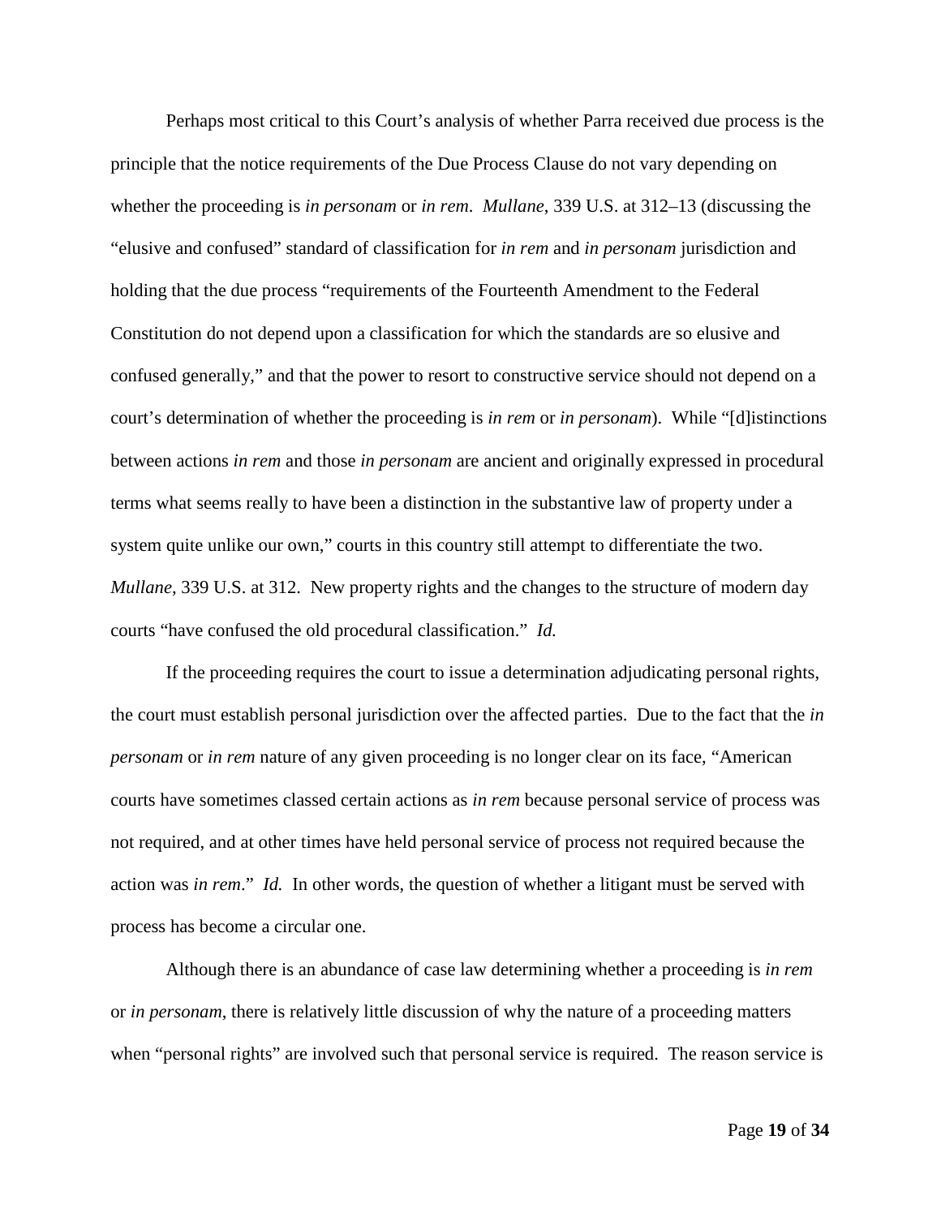Perhaps most critical to this Court's analysis of whether Parra received due process is the principle that the notice requirements of the Due Process Clause do not vary depending on whether the proceeding is *in personam* or *in rem*. *Mullane*, 339 U.S. at 312–13 (discussing the "elusive and confused" standard of classification for *in rem* and *in personam* jurisdiction and holding that the due process "requirements of the Fourteenth Amendment to the Federal Constitution do not depend upon a classification for which the standards are so elusive and confused generally," and that the power to resort to constructive service should not depend on a court's determination of whether the proceeding is *in rem* or *in personam*). While "[d]istinctions between actions *in rem* and those *in personam* are ancient and originally expressed in procedural terms what seems really to have been a distinction in the substantive law of property under a system quite unlike our own," courts in this country still attempt to differentiate the two. *Mullane*, 339 U.S. at 312. New property rights and the changes to the structure of modern day courts "have confused the old procedural classification." *Id.*

If the proceeding requires the court to issue a determination adjudicating personal rights, the court must establish personal jurisdiction over the affected parties. Due to the fact that the *in personam* or *in rem* nature of any given proceeding is no longer clear on its face, "American courts have sometimes classed certain actions as *in rem* because personal service of process was not required, and at other times have held personal service of process not required because the action was *in rem*." *Id.* In other words, the question of whether a litigant must be served with process has become a circular one.

Although there is an abundance of case law determining whether a proceeding is *in rem* or *in personam*, there is relatively little discussion of why the nature of a proceeding matters when "personal rights" are involved such that personal service is required. The reason service is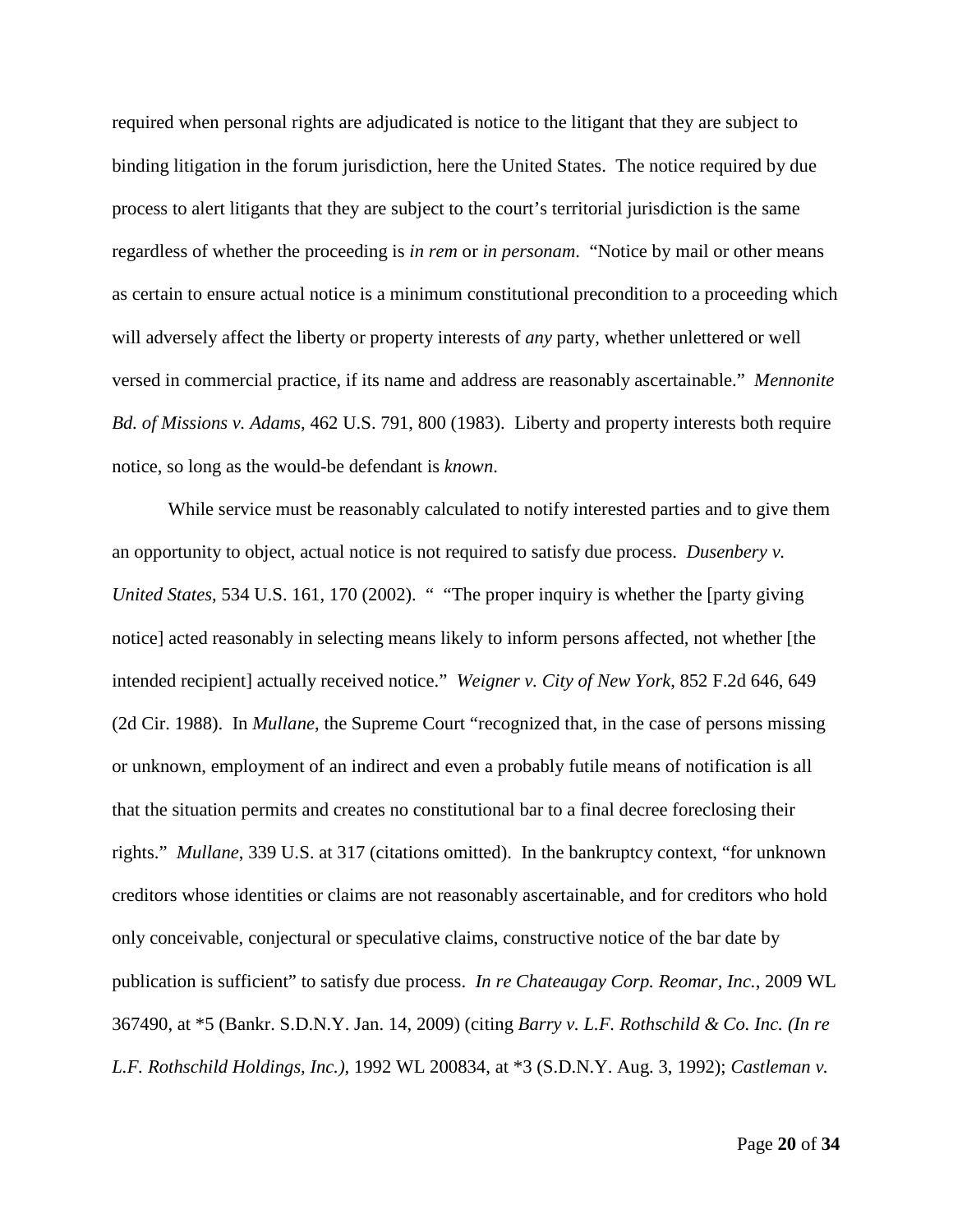required when personal rights are adjudicated is notice to the litigant that they are subject to binding litigation in the forum jurisdiction, here the United States. The notice required by due process to alert litigants that they are subject to the court's territorial jurisdiction is the same regardless of whether the proceeding is *in rem* or *in personam*. "Notice by mail or other means as certain to ensure actual notice is a minimum constitutional precondition to a proceeding which will adversely affect the liberty or property interests of *any* party, whether unlettered or well versed in commercial practice, if its name and address are reasonably ascertainable." *Mennonite Bd. of Missions v. Adams*, 462 U.S. 791, 800 (1983). Liberty and property interests both require notice, so long as the would-be defendant is *known*.

While service must be reasonably calculated to notify interested parties and to give them an opportunity to object, actual notice is not required to satisfy due process. *Dusenbery v. United States*, 534 U.S. 161, 170 (2002). " "The proper inquiry is whether the [party giving notice] acted reasonably in selecting means likely to inform persons affected, not whether [the intended recipient] actually received notice." *Weigner v. City of New York*, 852 F.2d 646, 649 (2d Cir. 1988). In *Mullane*, the Supreme Court "recognized that, in the case of persons missing or unknown, employment of an indirect and even a probably futile means of notification is all that the situation permits and creates no constitutional bar to a final decree foreclosing their rights." *Mullane*, 339 U.S. at 317 (citations omitted). In the bankruptcy context, "for unknown creditors whose identities or claims are not reasonably ascertainable, and for creditors who hold only conceivable, conjectural or speculative claims, constructive notice of the bar date by publication is sufficient" to satisfy due process. *In re Chateaugay Corp. Reomar, Inc.*, 2009 WL 367490, at *5 (Bankr. S.D.N.Y. Jan. 14, 2009) (citing *Barry v. L.F. Rothschild & Co. Inc. (In re L.F. Rothschild Holdings, Inc.)*, 1992 WL 200834, at *3 (S.D.N.Y. Aug. 3, 1992); *Castleman v.*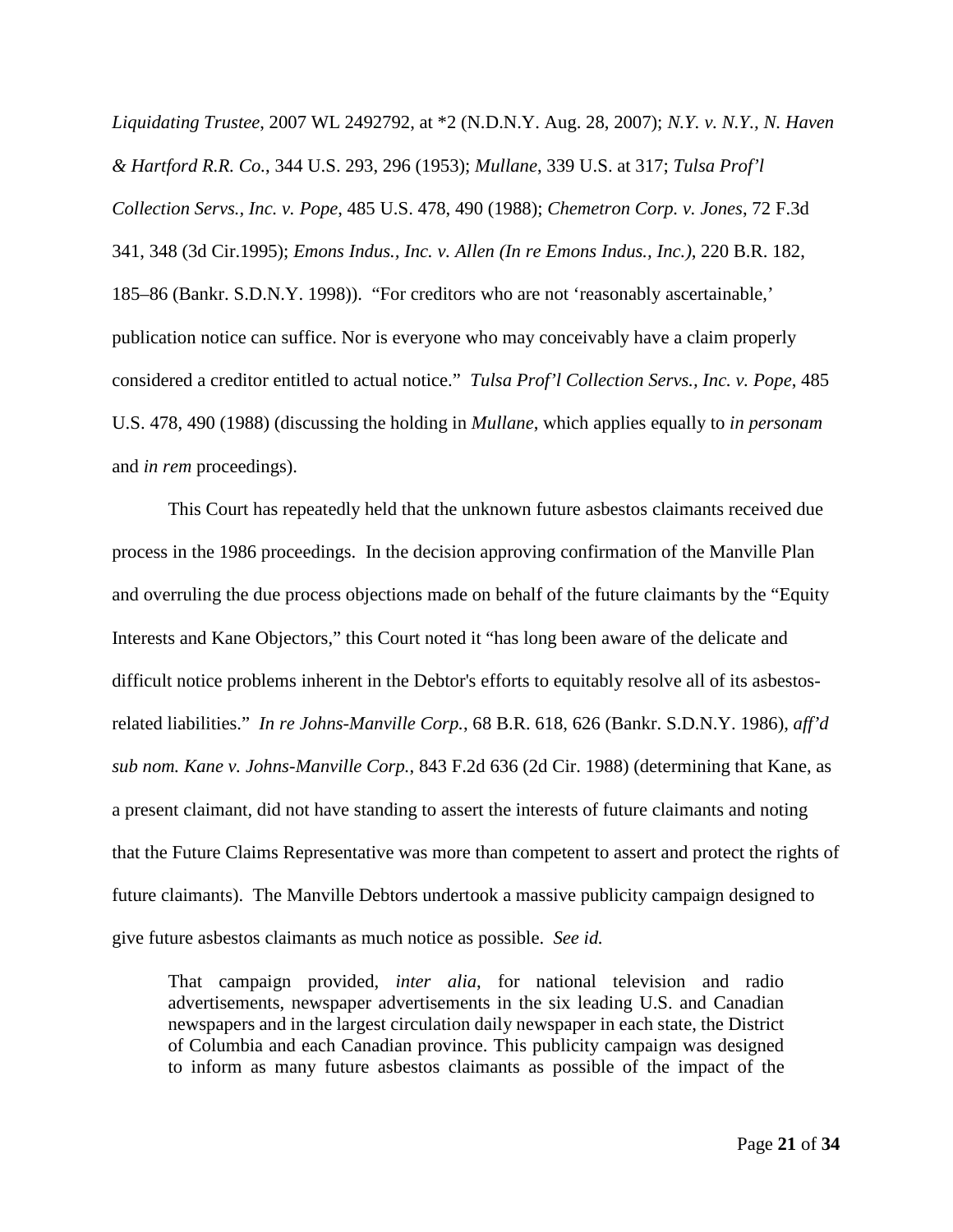*Liquidating Trustee*, 2007 WL 2492792, at *2 (N.D.N.Y. Aug. 28, 2007); *N.Y. v. N.Y., N. Haven & Hartford R.R. Co.*, 344 U.S. 293, 296 (1953); *Mullane*, 339 U.S. at 317; *Tulsa Prof'l Collection Servs., Inc. v. Pope*, 485 U.S. 478, 490 (1988); *Chemetron Corp. v. Jones*, 72 F.3d 341, 348 (3d Cir.1995); *Emons Indus., Inc. v. Allen (In re Emons Indus., Inc.)*, 220 B.R. 182, 185–86 (Bankr. S.D.N.Y. 1998)). "For creditors who are not 'reasonably ascertainable,' publication notice can suffice. Nor is everyone who may conceivably have a claim properly considered a creditor entitled to actual notice." *Tulsa Prof'l Collection Servs., Inc. v. Pope*, 485 U.S. 478, 490 (1988) (discussing the holding in *Mullane*, which applies equally to *in personam* and *in rem* proceedings).

This Court has repeatedly held that the unknown future asbestos claimants received due process in the 1986 proceedings. In the decision approving confirmation of the Manville Plan and overruling the due process objections made on behalf of the future claimants by the "Equity Interests and Kane Objectors," this Court noted it "has long been aware of the delicate and difficult notice problems inherent in the Debtor's efforts to equitably resolve all of its asbestos-related liabilities." *In re Johns-Manville Corp.*, 68 B.R. 618, 626 (Bankr. S.D.N.Y. 1986), *aff'd sub nom. Kane v. Johns-Manville Corp.*, 843 F.2d 636 (2d Cir. 1988) (determining that Kane, as a present claimant, did not have standing to assert the interests of future claimants and noting that the Future Claims Representative was more than competent to assert and protect the rights of future claimants). The Manville Debtors undertook a massive publicity campaign designed to give future asbestos claimants as much notice as possible. *See id.*

> That campaign provided, *inter alia*, for national television and radio advertisements, newspaper advertisements in the six leading U.S. and Canadian newspapers and in the largest circulation daily newspaper in each state, the District of Columbia and each Canadian province. This publicity campaign was designed to inform as many future asbestos claimants as possible of the impact of the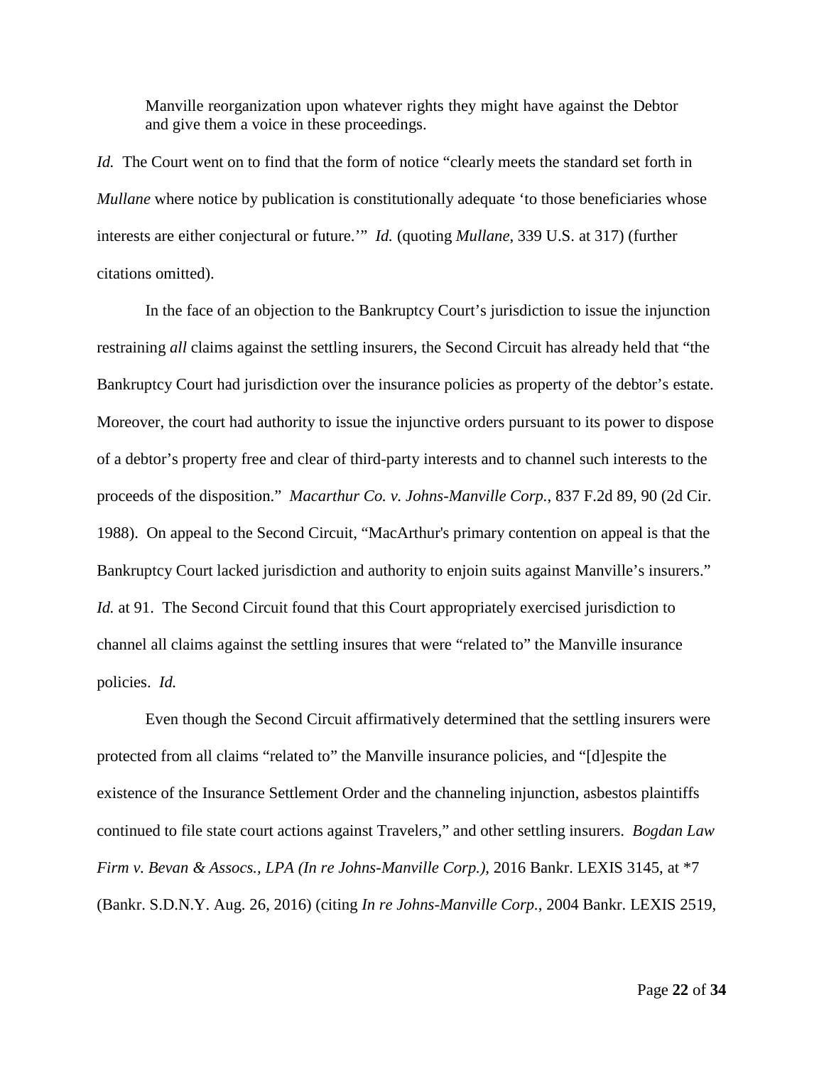> Manville reorganization upon whatever rights they might have against the Debtor and give them a voice in these proceedings.

*Id.* The Court went on to find that the form of notice "clearly meets the standard set forth in *Mullane* where notice by publication is constitutionally adequate 'to those beneficiaries whose interests are either conjectural or future.'" *Id.* (quoting *Mullane*, 339 U.S. at 317) (further citations omitted).

In the face of an objection to the Bankruptcy Court's jurisdiction to issue the injunction restraining *all* claims against the settling insurers, the Second Circuit has already held that "the Bankruptcy Court had jurisdiction over the insurance policies as property of the debtor's estate. Moreover, the court had authority to issue the injunctive orders pursuant to its power to dispose of a debtor's property free and clear of third-party interests and to channel such interests to the proceeds of the disposition." *Macarthur Co. v. Johns-Manville Corp.*, 837 F.2d 89, 90 (2d Cir. 1988). On appeal to the Second Circuit, "MacArthur's primary contention on appeal is that the Bankruptcy Court lacked jurisdiction and authority to enjoin suits against Manville's insurers." *Id.* at 91. The Second Circuit found that this Court appropriately exercised jurisdiction to channel all claims against the settling insures that were "related to" the Manville insurance policies. *Id.*

Even though the Second Circuit affirmatively determined that the settling insurers were protected from all claims "related to" the Manville insurance policies, and "[d]espite the existence of the Insurance Settlement Order and the channeling injunction, asbestos plaintiffs continued to file state court actions against Travelers," and other settling insurers. *Bogdan Law Firm v. Bevan & Assocs., LPA (In re Johns-Manville Corp.)*, 2016 Bankr. LEXIS 3145, at *7 (Bankr. S.D.N.Y. Aug. 26, 2016) (citing *In re Johns-Manville Corp.*, 2004 Bankr. LEXIS 2519,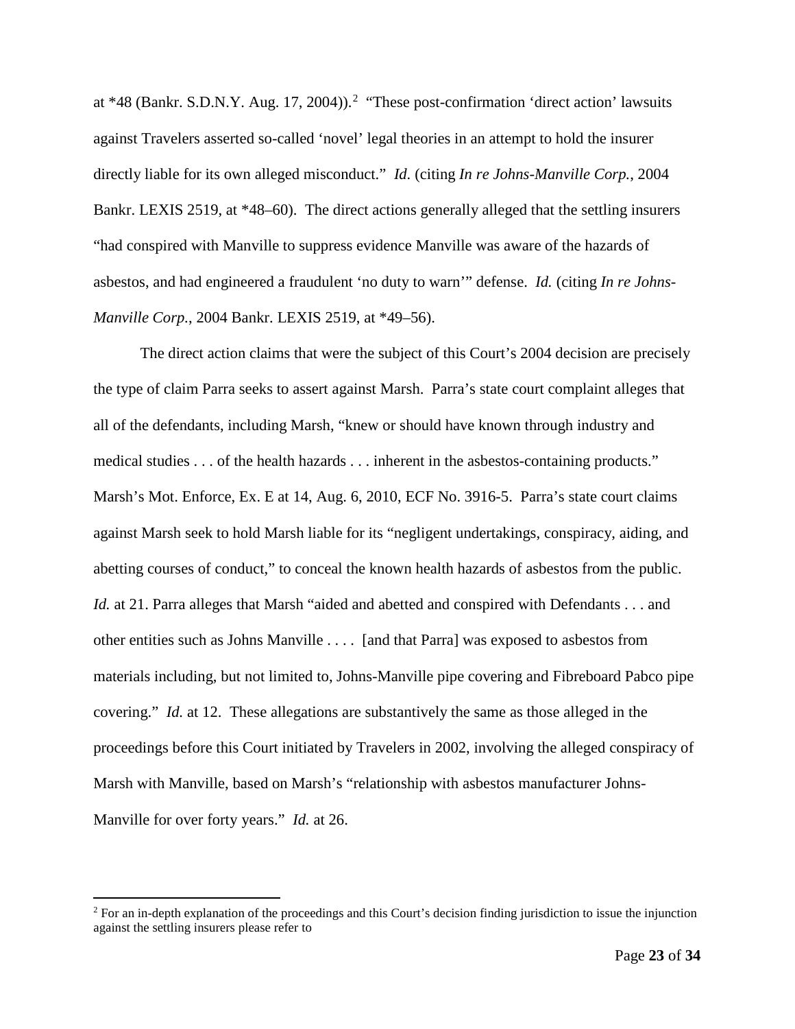at *48 (Bankr. S.D.N.Y. Aug. 17, 2004)).[2] "These post-confirmation 'direct action' lawsuits against Travelers asserted so-called 'novel' legal theories in an attempt to hold the insurer directly liable for its own alleged misconduct." *Id.* (citing *In re Johns-Manville Corp.*, 2004 Bankr. LEXIS 2519, at *48–60). The direct actions generally alleged that the settling insurers "had conspired with Manville to suppress evidence Manville was aware of the hazards of asbestos, and had engineered a fraudulent 'no duty to warn'" defense. *Id.* (citing *In re Johns-Manville Corp.*, 2004 Bankr. LEXIS 2519, at *49–56).

The direct action claims that were the subject of this Court's 2004 decision are precisely the type of claim Parra seeks to assert against Marsh. Parra's state court complaint alleges that all of the defendants, including Marsh, "knew or should have known through industry and medical studies . . . of the health hazards . . . inherent in the asbestos-containing products." Marsh's Mot. Enforce, Ex. E at 14, Aug. 6, 2010, ECF No. 3916-5. Parra's state court claims against Marsh seek to hold Marsh liable for its "negligent undertakings, conspiracy, aiding, and abetting courses of conduct," to conceal the known health hazards of asbestos from the public. *Id.* at 21. Parra alleges that Marsh "aided and abetted and conspired with Defendants . . . and other entities such as Johns Manville . . . . [and that Parra] was exposed to asbestos from materials including, but not limited to, Johns-Manville pipe covering and Fibreboard Pabco pipe covering." *Id.* at 12. These allegations are substantively the same as those alleged in the proceedings before this Court initiated by Travelers in 2002, involving the alleged conspiracy of Marsh with Manville, based on Marsh's "relationship with asbestos manufacturer Johns-Manville for over forty years." *Id.* at 26.

---

[2] For an in-depth explanation of the proceedings and this Court's decision finding jurisdiction to issue the injunction against the settling insurers please refer to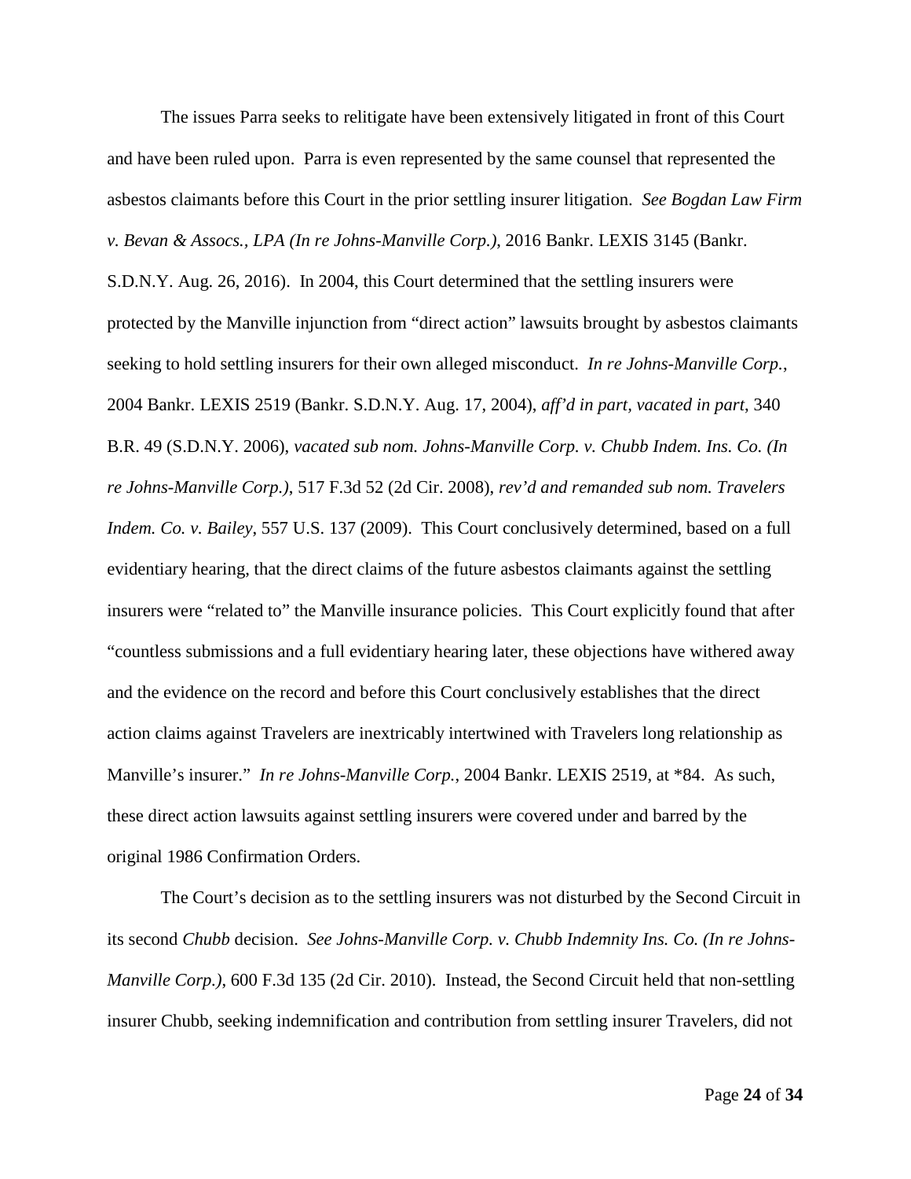The issues Parra seeks to relitigate have been extensively litigated in front of this Court and have been ruled upon. Parra is even represented by the same counsel that represented the asbestos claimants before this Court in the prior settling insurer litigation. *See Bogdan Law Firm v. Bevan & Assocs., LPA (In re Johns-Manville Corp.)*, 2016 Bankr. LEXIS 3145 (Bankr. S.D.N.Y. Aug. 26, 2016). In 2004, this Court determined that the settling insurers were protected by the Manville injunction from "direct action" lawsuits brought by asbestos claimants seeking to hold settling insurers for their own alleged misconduct. *In re Johns-Manville Corp.*, 2004 Bankr. LEXIS 2519 (Bankr. S.D.N.Y. Aug. 17, 2004), *aff'd in part, vacated in part*, 340 B.R. 49 (S.D.N.Y. 2006), *vacated sub nom. Johns-Manville Corp. v. Chubb Indem. Ins. Co. (In re Johns-Manville Corp.)*, 517 F.3d 52 (2d Cir. 2008), *rev'd and remanded sub nom. Travelers Indem. Co. v. Bailey*, 557 U.S. 137 (2009). This Court conclusively determined, based on a full evidentiary hearing, that the direct claims of the future asbestos claimants against the settling insurers were "related to" the Manville insurance policies. This Court explicitly found that after "countless submissions and a full evidentiary hearing later, these objections have withered away and the evidence on the record and before this Court conclusively establishes that the direct action claims against Travelers are inextricably intertwined with Travelers long relationship as Manville's insurer." *In re Johns-Manville Corp.*, 2004 Bankr. LEXIS 2519, at *84. As such, these direct action lawsuits against settling insurers were covered under and barred by the original 1986 Confirmation Orders.

The Court's decision as to the settling insurers was not disturbed by the Second Circuit in its second *Chubb* decision. *See Johns-Manville Corp. v. Chubb Indemnity Ins. Co. (In re Johns-Manville Corp.)*, 600 F.3d 135 (2d Cir. 2010). Instead, the Second Circuit held that non-settling insurer Chubb, seeking indemnification and contribution from settling insurer Travelers, did not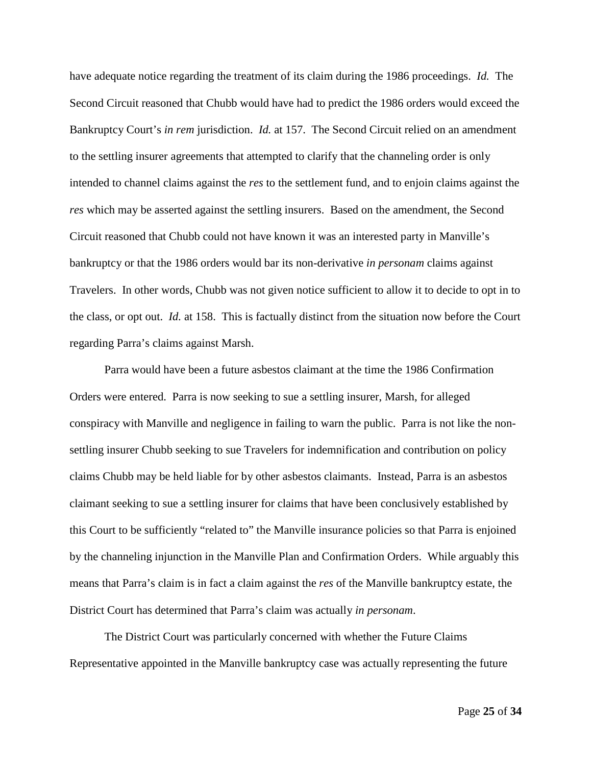have adequate notice regarding the treatment of its claim during the 1986 proceedings. *Id.* The Second Circuit reasoned that Chubb would have had to predict the 1986 orders would exceed the Bankruptcy Court's *in rem* jurisdiction. *Id.* at 157. The Second Circuit relied on an amendment to the settling insurer agreements that attempted to clarify that the channeling order is only intended to channel claims against the *res* to the settlement fund, and to enjoin claims against the *res* which may be asserted against the settling insurers. Based on the amendment, the Second Circuit reasoned that Chubb could not have known it was an interested party in Manville's bankruptcy or that the 1986 orders would bar its non-derivative *in personam* claims against Travelers. In other words, Chubb was not given notice sufficient to allow it to decide to opt in to the class, or opt out. *Id.* at 158. This is factually distinct from the situation now before the Court regarding Parra's claims against Marsh.

Parra would have been a future asbestos claimant at the time the 1986 Confirmation Orders were entered. Parra is now seeking to sue a settling insurer, Marsh, for alleged conspiracy with Manville and negligence in failing to warn the public. Parra is not like the non-settling insurer Chubb seeking to sue Travelers for indemnification and contribution on policy claims Chubb may be held liable for by other asbestos claimants. Instead, Parra is an asbestos claimant seeking to sue a settling insurer for claims that have been conclusively established by this Court to be sufficiently "related to" the Manville insurance policies so that Parra is enjoined by the channeling injunction in the Manville Plan and Confirmation Orders. While arguably this means that Parra's claim is in fact a claim against the *res* of the Manville bankruptcy estate, the District Court has determined that Parra's claim was actually *in personam*.

The District Court was particularly concerned with whether the Future Claims Representative appointed in the Manville bankruptcy case was actually representing the future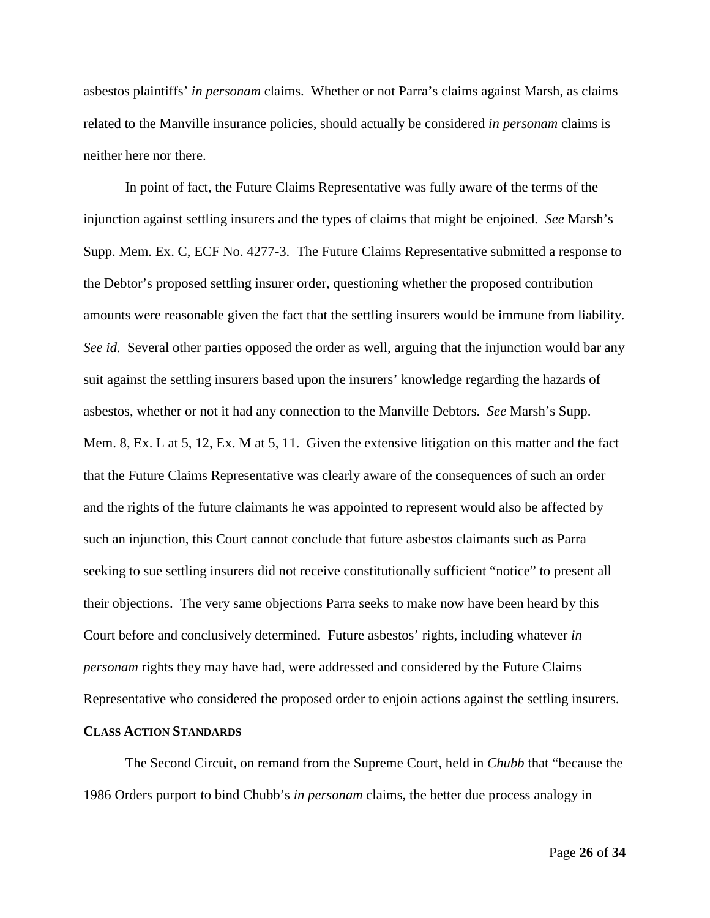asbestos plaintiffs' *in personam* claims. Whether or not Parra's claims against Marsh, as claims related to the Manville insurance policies, should actually be considered *in personam* claims is neither here nor there.

In point of fact, the Future Claims Representative was fully aware of the terms of the injunction against settling insurers and the types of claims that might be enjoined. *See* Marsh's Supp. Mem. Ex. C, ECF No. 4277-3. The Future Claims Representative submitted a response to the Debtor's proposed settling insurer order, questioning whether the proposed contribution amounts were reasonable given the fact that the settling insurers would be immune from liability. *See id.* Several other parties opposed the order as well, arguing that the injunction would bar any suit against the settling insurers based upon the insurers' knowledge regarding the hazards of asbestos, whether or not it had any connection to the Manville Debtors. *See* Marsh's Supp. Mem. 8, Ex. L at 5, 12, Ex. M at 5, 11. Given the extensive litigation on this matter and the fact that the Future Claims Representative was clearly aware of the consequences of such an order and the rights of the future claimants he was appointed to represent would also be affected by such an injunction, this Court cannot conclude that future asbestos claimants such as Parra seeking to sue settling insurers did not receive constitutionally sufficient "notice" to present all their objections. The very same objections Parra seeks to make now have been heard by this Court before and conclusively determined. Future asbestos' rights, including whatever *in personam* rights they may have had, were addressed and considered by the Future Claims Representative who considered the proposed order to enjoin actions against the settling insurers.

**CLASS ACTION STANDARDS**

The Second Circuit, on remand from the Supreme Court, held in *Chubb* that "because the 1986 Orders purport to bind Chubb's *in personam* claims, the better due process analogy in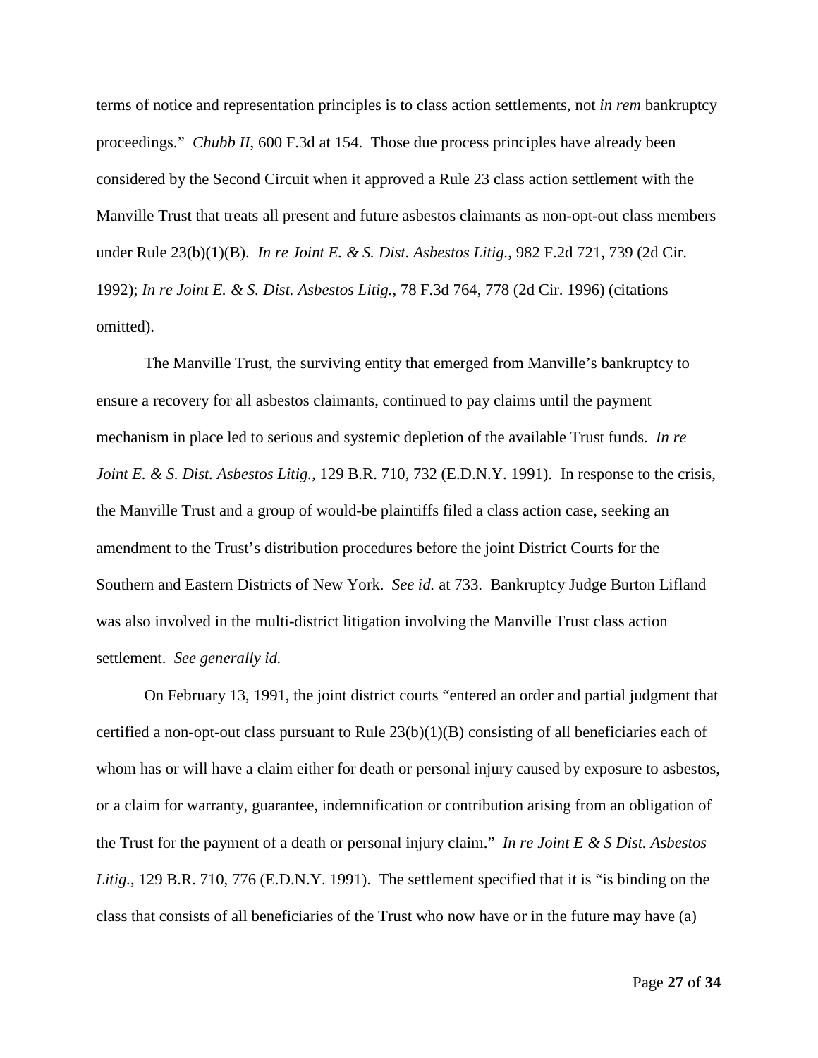terms of notice and representation principles is to class action settlements, not *in rem* bankruptcy proceedings." *Chubb II*, 600 F.3d at 154. Those due process principles have already been considered by the Second Circuit when it approved a Rule 23 class action settlement with the Manville Trust that treats all present and future asbestos claimants as non-opt-out class members under Rule 23(b)(1)(B). *In re Joint E. & S. Dist. Asbestos Litig.*, 982 F.2d 721, 739 (2d Cir. 1992); *In re Joint E. & S. Dist. Asbestos Litig.*, 78 F.3d 764, 778 (2d Cir. 1996) (citations omitted).

The Manville Trust, the surviving entity that emerged from Manville's bankruptcy to ensure a recovery for all asbestos claimants, continued to pay claims until the payment mechanism in place led to serious and systemic depletion of the available Trust funds. *In re Joint E. & S. Dist. Asbestos Litig.*, 129 B.R. 710, 732 (E.D.N.Y. 1991). In response to the crisis, the Manville Trust and a group of would-be plaintiffs filed a class action case, seeking an amendment to the Trust's distribution procedures before the joint District Courts for the Southern and Eastern Districts of New York. *See id.* at 733. Bankruptcy Judge Burton Lifland was also involved in the multi-district litigation involving the Manville Trust class action settlement. *See generally id.*

On February 13, 1991, the joint district courts "entered an order and partial judgment that certified a non-opt-out class pursuant to Rule 23(b)(1)(B) consisting of all beneficiaries each of whom has or will have a claim either for death or personal injury caused by exposure to asbestos, or a claim for warranty, guarantee, indemnification or contribution arising from an obligation of the Trust for the payment of a death or personal injury claim." *In re Joint E & S Dist. Asbestos Litig.*, 129 B.R. 710, 776 (E.D.N.Y. 1991). The settlement specified that it is "is binding on the class that consists of all beneficiaries of the Trust who now have or in the future may have (a)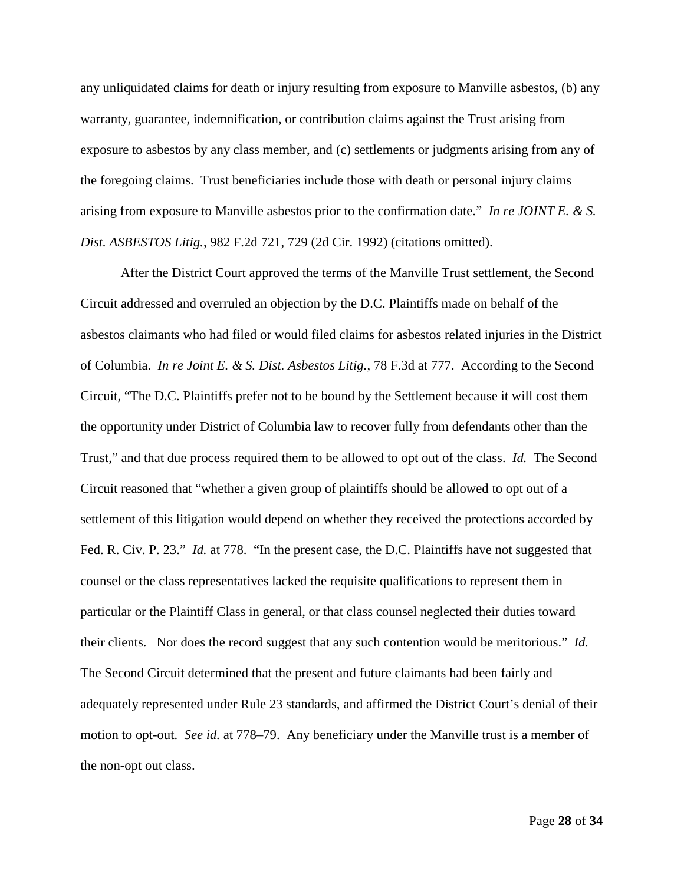any unliquidated claims for death or injury resulting from exposure to Manville asbestos, (b) any warranty, guarantee, indemnification, or contribution claims against the Trust arising from exposure to asbestos by any class member, and (c) settlements or judgments arising from any of the foregoing claims. Trust beneficiaries include those with death or personal injury claims arising from exposure to Manville asbestos prior to the confirmation date." *In re JOINT E. & S. Dist. ASBESTOS Litig.*, 982 F.2d 721, 729 (2d Cir. 1992) (citations omitted).

After the District Court approved the terms of the Manville Trust settlement, the Second Circuit addressed and overruled an objection by the D.C. Plaintiffs made on behalf of the asbestos claimants who had filed or would filed claims for asbestos related injuries in the District of Columbia. *In re Joint E. & S. Dist. Asbestos Litig.*, 78 F.3d at 777. According to the Second Circuit, "The D.C. Plaintiffs prefer not to be bound by the Settlement because it will cost them the opportunity under District of Columbia law to recover fully from defendants other than the Trust," and that due process required them to be allowed to opt out of the class. *Id.* The Second Circuit reasoned that "whether a given group of plaintiffs should be allowed to opt out of a settlement of this litigation would depend on whether they received the protections accorded by Fed. R. Civ. P. 23." *Id.* at 778. "In the present case, the D.C. Plaintiffs have not suggested that counsel or the class representatives lacked the requisite qualifications to represent them in particular or the Plaintiff Class in general, or that class counsel neglected their duties toward their clients. Nor does the record suggest that any such contention would be meritorious." *Id.* The Second Circuit determined that the present and future claimants had been fairly and adequately represented under Rule 23 standards, and affirmed the District Court's denial of their motion to opt-out. *See id.* at 778–79. Any beneficiary under the Manville trust is a member of the non-opt out class.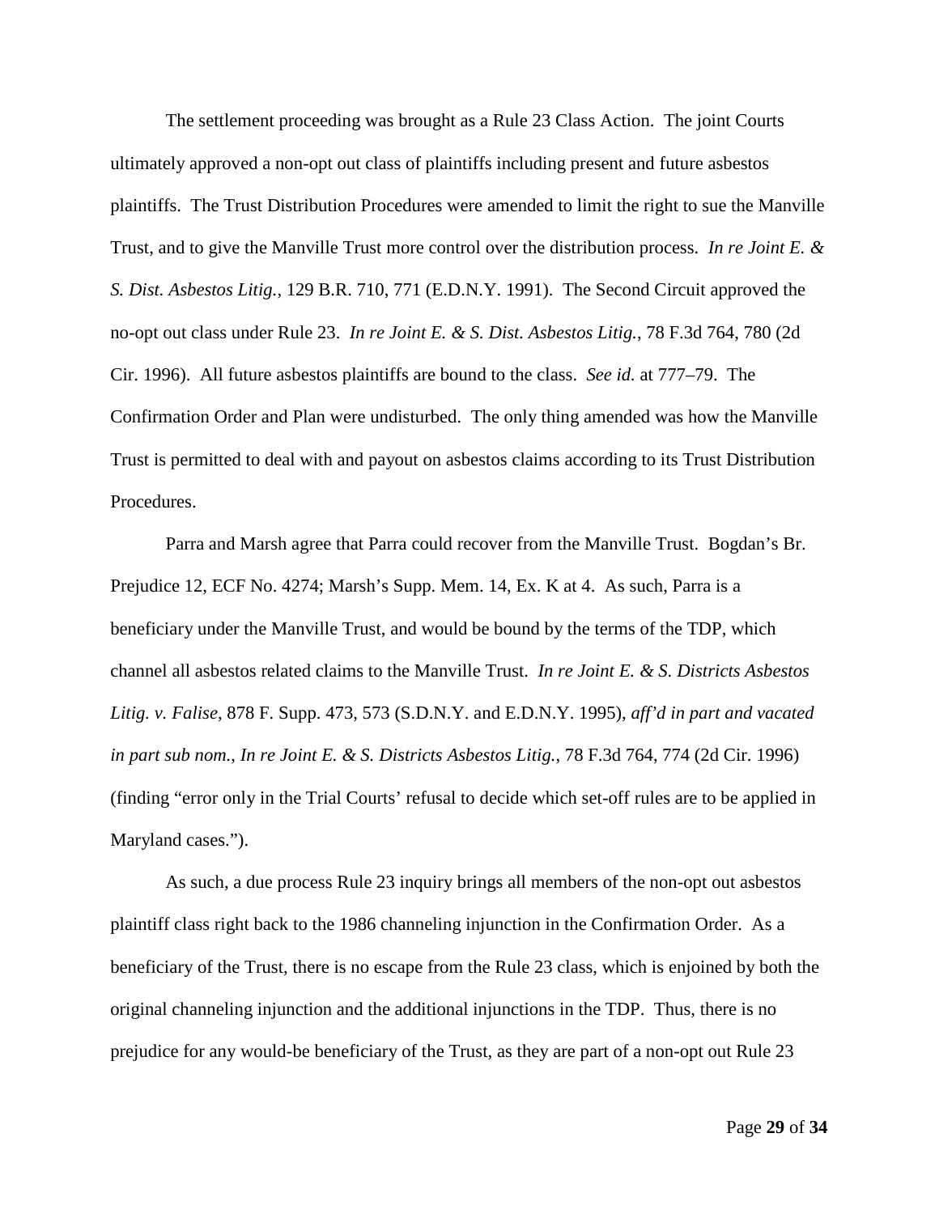The settlement proceeding was brought as a Rule 23 Class Action. The joint Courts ultimately approved a non-opt out class of plaintiffs including present and future asbestos plaintiffs. The Trust Distribution Procedures were amended to limit the right to sue the Manville Trust, and to give the Manville Trust more control over the distribution process. *In re Joint E. & S. Dist. Asbestos Litig.*, 129 B.R. 710, 771 (E.D.N.Y. 1991). The Second Circuit approved the no-opt out class under Rule 23. *In re Joint E. & S. Dist. Asbestos Litig.*, 78 F.3d 764, 780 (2d Cir. 1996). All future asbestos plaintiffs are bound to the class. *See id.* at 777–79. The Confirmation Order and Plan were undisturbed. The only thing amended was how the Manville Trust is permitted to deal with and payout on asbestos claims according to its Trust Distribution Procedures.

Parra and Marsh agree that Parra could recover from the Manville Trust. Bogdan's Br. Prejudice 12, ECF No. 4274; Marsh's Supp. Mem. 14, Ex. K at 4. As such, Parra is a beneficiary under the Manville Trust, and would be bound by the terms of the TDP, which channel all asbestos related claims to the Manville Trust. *In re Joint E. & S. Districts Asbestos Litig. v. Falise*, 878 F. Supp. 473, 573 (S.D.N.Y. and E.D.N.Y. 1995), *aff'd in part and vacated in part sub nom.*, *In re Joint E. & S. Districts Asbestos Litig.*, 78 F.3d 764, 774 (2d Cir. 1996) (finding "error only in the Trial Courts' refusal to decide which set-off rules are to be applied in Maryland cases.").

As such, a due process Rule 23 inquiry brings all members of the non-opt out asbestos plaintiff class right back to the 1986 channeling injunction in the Confirmation Order. As a beneficiary of the Trust, there is no escape from the Rule 23 class, which is enjoined by both the original channeling injunction and the additional injunctions in the TDP. Thus, there is no prejudice for any would-be beneficiary of the Trust, as they are part of a non-opt out Rule 23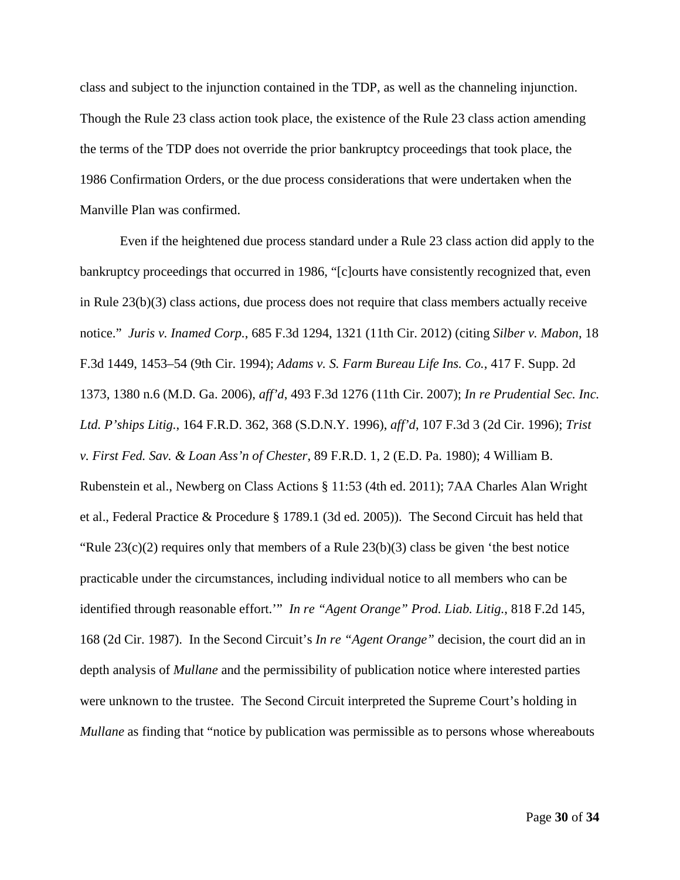class and subject to the injunction contained in the TDP, as well as the channeling injunction. Though the Rule 23 class action took place, the existence of the Rule 23 class action amending the terms of the TDP does not override the prior bankruptcy proceedings that took place, the 1986 Confirmation Orders, or the due process considerations that were undertaken when the Manville Plan was confirmed.

Even if the heightened due process standard under a Rule 23 class action did apply to the bankruptcy proceedings that occurred in 1986, "[c]ourts have consistently recognized that, even in Rule 23(b)(3) class actions, due process does not require that class members actually receive notice." *Juris v. Inamed Corp.*, 685 F.3d 1294, 1321 (11th Cir. 2012) (citing *Silber v. Mabon*, 18 F.3d 1449, 1453–54 (9th Cir. 1994); *Adams v. S. Farm Bureau Life Ins. Co.*, 417 F. Supp. 2d 1373, 1380 n.6 (M.D. Ga. 2006), *aff'd*, 493 F.3d 1276 (11th Cir. 2007); *In re Prudential Sec. Inc. Ltd. P'ships Litig.*, 164 F.R.D. 362, 368 (S.D.N.Y. 1996), *aff'd*, 107 F.3d 3 (2d Cir. 1996); *Trist v. First Fed. Sav. & Loan Ass'n of Chester*, 89 F.R.D. 1, 2 (E.D. Pa. 1980); 4 William B. Rubenstein et al., Newberg on Class Actions § 11:53 (4th ed. 2011); 7AA Charles Alan Wright et al., Federal Practice & Procedure § 1789.1 (3d ed. 2005)). The Second Circuit has held that "Rule 23(c)(2) requires only that members of a Rule 23(b)(3) class be given 'the best notice practicable under the circumstances, including individual notice to all members who can be identified through reasonable effort.'" *In re "Agent Orange" Prod. Liab. Litig.*, 818 F.2d 145, 168 (2d Cir. 1987). In the Second Circuit's *In re "Agent Orange"* decision, the court did an in depth analysis of *Mullane* and the permissibility of publication notice where interested parties were unknown to the trustee. The Second Circuit interpreted the Supreme Court's holding in *Mullane* as finding that "notice by publication was permissible as to persons whose whereabouts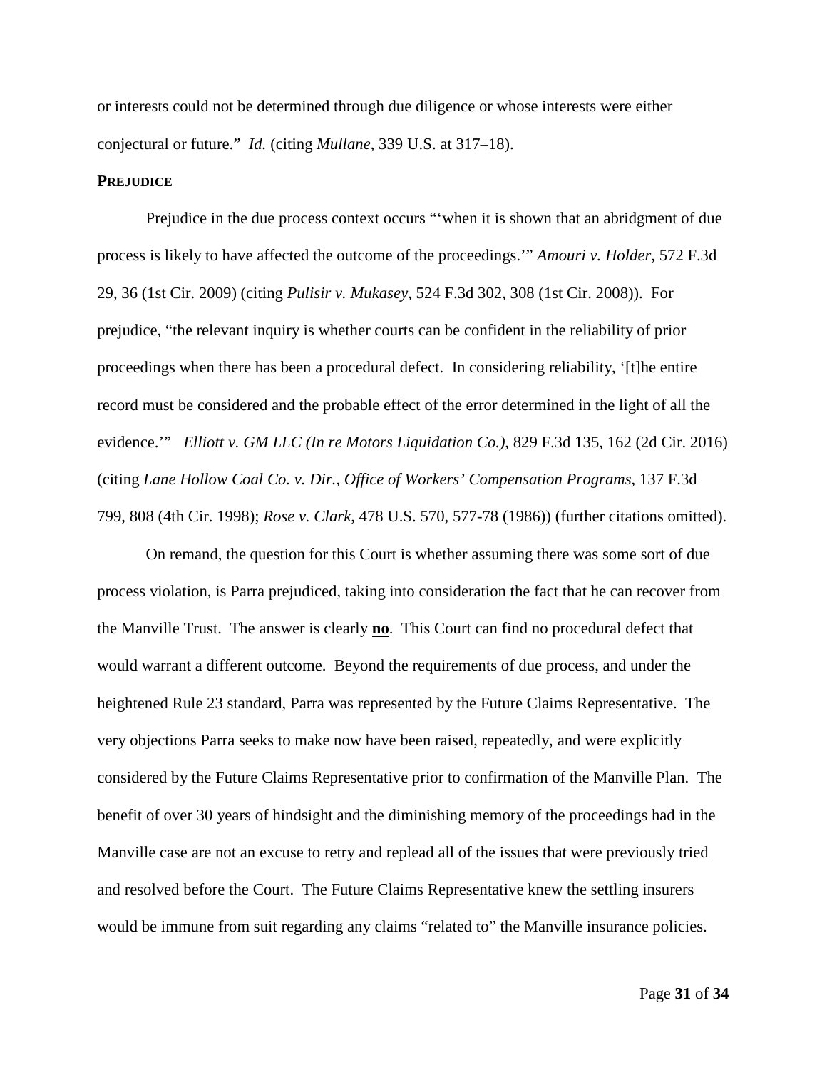or interests could not be determined through due diligence or whose interests were either conjectural or future." *Id.* (citing *Mullane*, 339 U.S. at 317–18).

**PREJUDICE**

Prejudice in the due process context occurs "'when it is shown that an abridgment of due process is likely to have affected the outcome of the proceedings.'" *Amouri v. Holder*, 572 F.3d 29, 36 (1st Cir. 2009) (citing *Pulisir v. Mukasey*, 524 F.3d 302, 308 (1st Cir. 2008)). For prejudice, "the relevant inquiry is whether courts can be confident in the reliability of prior proceedings when there has been a procedural defect. In considering reliability, '[t]he entire record must be considered and the probable effect of the error determined in the light of all the evidence.'" *Elliott v. GM LLC (In re Motors Liquidation Co.)*, 829 F.3d 135, 162 (2d Cir. 2016) (citing *Lane Hollow Coal Co. v. Dir., Office of Workers' Compensation Programs*, 137 F.3d 799, 808 (4th Cir. 1998); *Rose v. Clark*, 478 U.S. 570, 577-78 (1986)) (further citations omitted).

On remand, the question for this Court is whether assuming there was some sort of due process violation, is Parra prejudiced, taking into consideration the fact that he can recover from the Manville Trust. The answer is clearly **no**. This Court can find no procedural defect that would warrant a different outcome. Beyond the requirements of due process, and under the heightened Rule 23 standard, Parra was represented by the Future Claims Representative. The very objections Parra seeks to make now have been raised, repeatedly, and were explicitly considered by the Future Claims Representative prior to confirmation of the Manville Plan. The benefit of over 30 years of hindsight and the diminishing memory of the proceedings had in the Manville case are not an excuse to retry and replead all of the issues that were previously tried and resolved before the Court. The Future Claims Representative knew the settling insurers would be immune from suit regarding any claims "related to" the Manville insurance policies.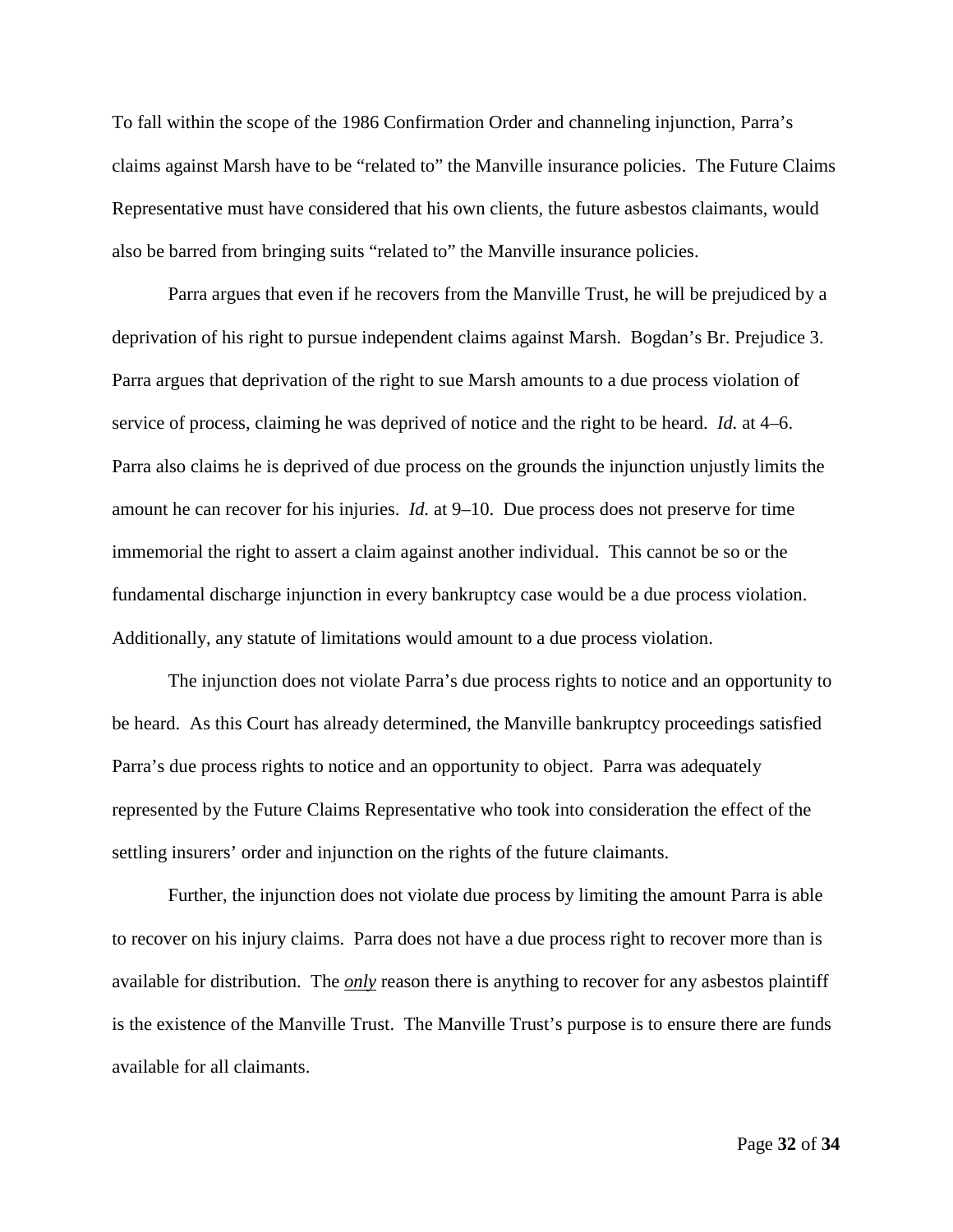To fall within the scope of the 1986 Confirmation Order and channeling injunction, Parra's claims against Marsh have to be "related to" the Manville insurance policies. The Future Claims Representative must have considered that his own clients, the future asbestos claimants, would also be barred from bringing suits "related to" the Manville insurance policies.

Parra argues that even if he recovers from the Manville Trust, he will be prejudiced by a deprivation of his right to pursue independent claims against Marsh. Bogdan's Br. Prejudice 3. Parra argues that deprivation of the right to sue Marsh amounts to a due process violation of service of process, claiming he was deprived of notice and the right to be heard. *Id.* at 4–6. Parra also claims he is deprived of due process on the grounds the injunction unjustly limits the amount he can recover for his injuries. *Id.* at 9–10. Due process does not preserve for time immemorial the right to assert a claim against another individual. This cannot be so or the fundamental discharge injunction in every bankruptcy case would be a due process violation. Additionally, any statute of limitations would amount to a due process violation.

The injunction does not violate Parra's due process rights to notice and an opportunity to be heard. As this Court has already determined, the Manville bankruptcy proceedings satisfied Parra's due process rights to notice and an opportunity to object. Parra was adequately represented by the Future Claims Representative who took into consideration the effect of the settling insurers' order and injunction on the rights of the future claimants.

Further, the injunction does not violate due process by limiting the amount Parra is able to recover on his injury claims. Parra does not have a due process right to recover more than is available for distribution. The ***only*** reason there is anything to recover for any asbestos plaintiff is the existence of the Manville Trust. The Manville Trust's purpose is to ensure there are funds available for all claimants.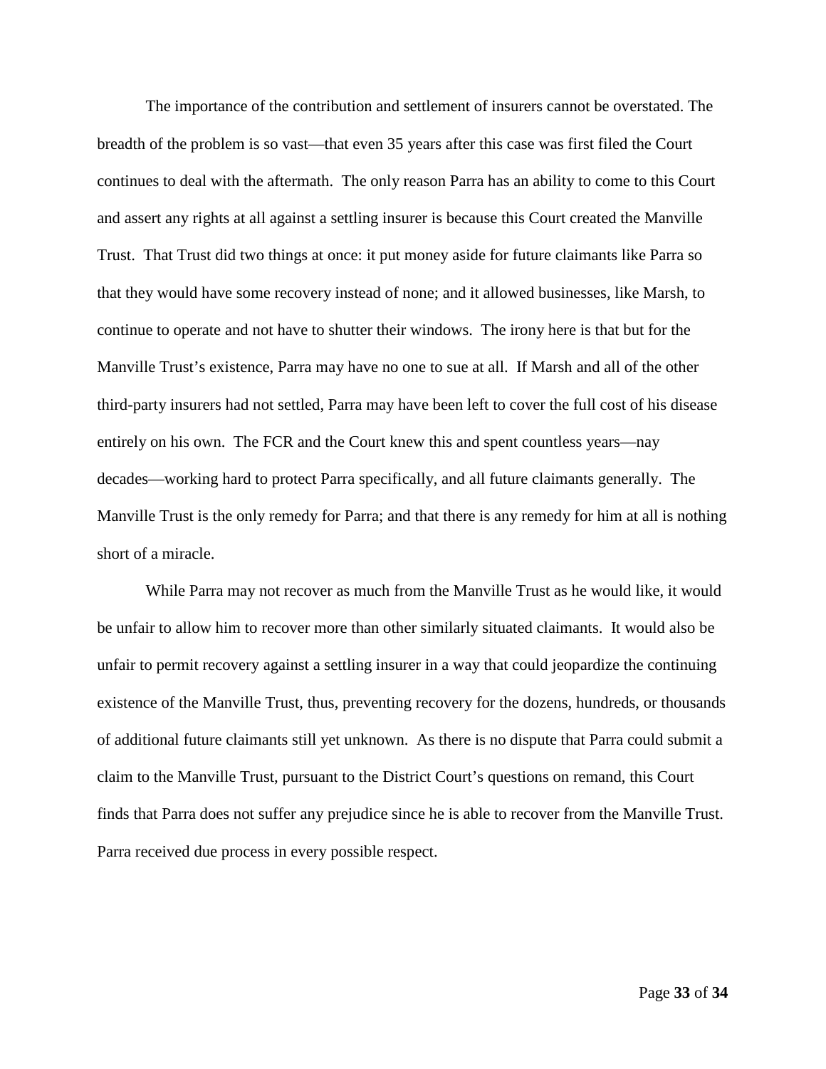The importance of the contribution and settlement of insurers cannot be overstated. The breadth of the problem is so vast—that even 35 years after this case was first filed the Court continues to deal with the aftermath. The only reason Parra has an ability to come to this Court and assert any rights at all against a settling insurer is because this Court created the Manville Trust. That Trust did two things at once: it put money aside for future claimants like Parra so that they would have some recovery instead of none; and it allowed businesses, like Marsh, to continue to operate and not have to shutter their windows. The irony here is that but for the Manville Trust's existence, Parra may have no one to sue at all. If Marsh and all of the other third-party insurers had not settled, Parra may have been left to cover the full cost of his disease entirely on his own. The FCR and the Court knew this and spent countless years—nay decades—working hard to protect Parra specifically, and all future claimants generally. The Manville Trust is the only remedy for Parra; and that there is any remedy for him at all is nothing short of a miracle.

While Parra may not recover as much from the Manville Trust as he would like, it would be unfair to allow him to recover more than other similarly situated claimants. It would also be unfair to permit recovery against a settling insurer in a way that could jeopardize the continuing existence of the Manville Trust, thus, preventing recovery for the dozens, hundreds, or thousands of additional future claimants still yet unknown. As there is no dispute that Parra could submit a claim to the Manville Trust, pursuant to the District Court's questions on remand, this Court finds that Parra does not suffer any prejudice since he is able to recover from the Manville Trust. Parra received due process in every possible respect.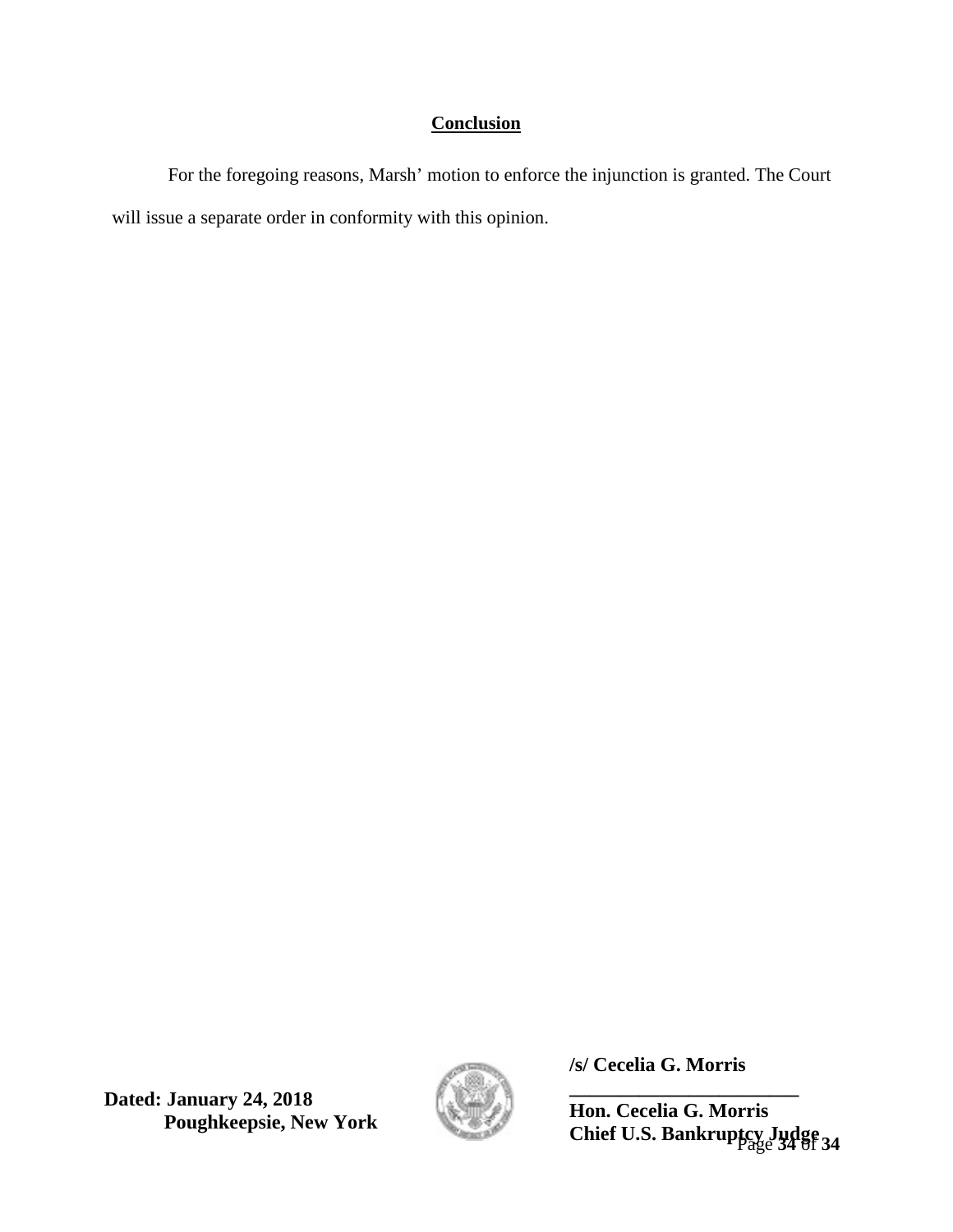## Conclusion

For the foregoing reasons, Marsh' motion to enforce the injunction is granted. The Court will issue a separate order in conformity with this opinion.

**Dated: January 24, 2018**
**Poughkeepsie, New York**

**/s/ Cecelia G. Morris**
**_______________________**
**Hon. Cecelia G. Morris**
**Chief U.S. Bankruptcy Judge**